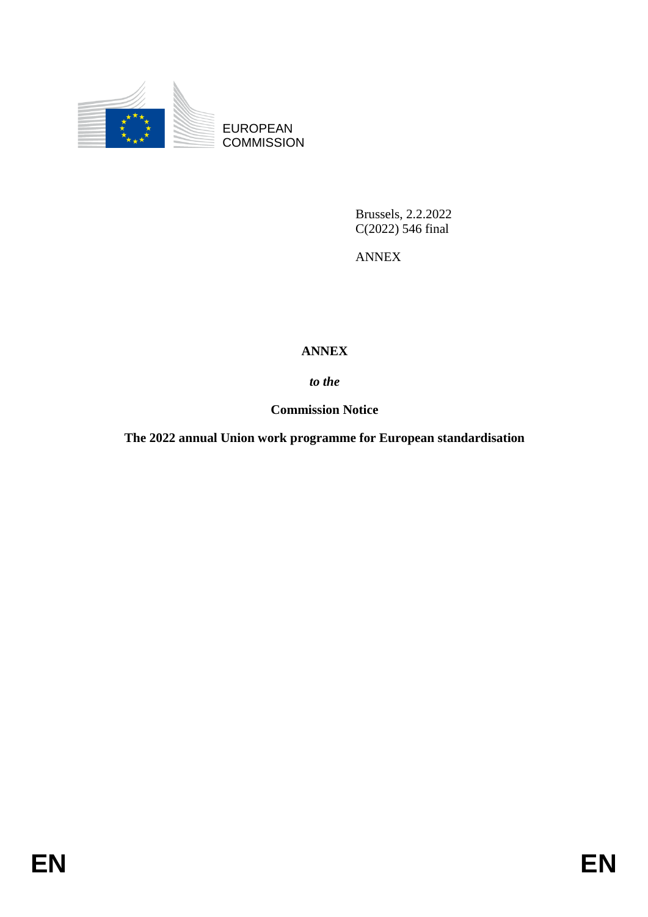EUROPEAN COMMISSION

Brussels, 2.2.2022
C(2022) 546 final

ANNEX

# ANNEX

***to the***

**Commission Notice**

**The 2022 annual Union work programme for European standardisation**

EN EN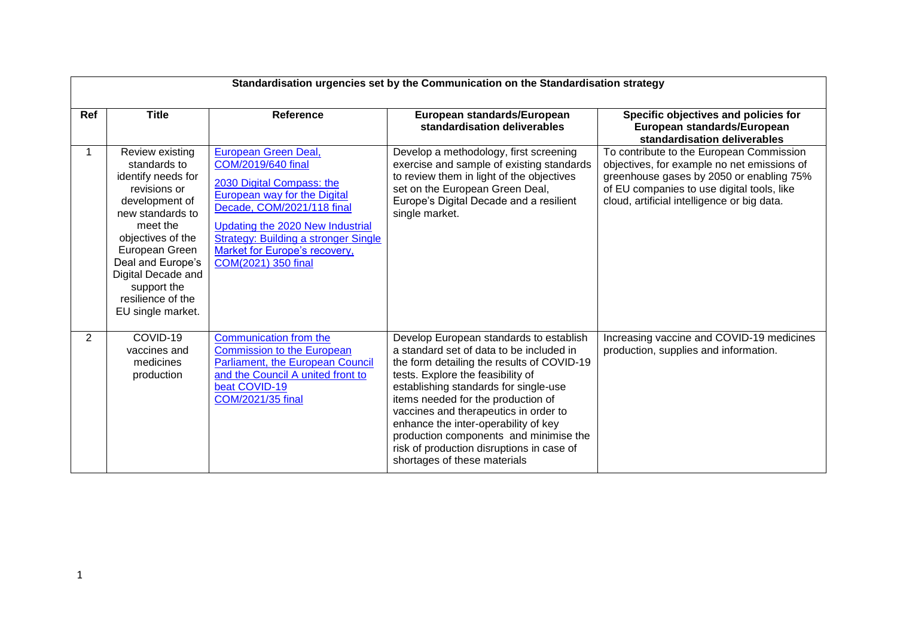| Standardisation urgencies set by the Communication on the Standardisation strategy | | | | |
|---|---|---|---|---|
| **Ref** | **Title** | **Reference** | **European standards/European standardisation deliverables** | **Specific objectives and policies for European standards/European standardisation deliverables** |
| 1 | Review existing standards to identify needs for revisions or development of new standards to meet the objectives of the European Green Deal and Europe's Digital Decade and support the resilience of the EU single market. | European Green Deal, COM/2019/640 final<br><br>2030 Digital Compass: the European way for the Digital Decade, COM/2021/118 final<br><br>Updating the 2020 New Industrial Strategy: Building a stronger Single Market for Europe's recovery, COM(2021) 350 final | Develop a methodology, first screening exercise and sample of existing standards to review them in light of the objectives set on the European Green Deal, Europe's Digital Decade and a resilient single market. | To contribute to the European Commission objectives, for example no net emissions of greenhouse gases by 2050 or enabling 75% of EU companies to use digital tools, like cloud, artificial intelligence or big data. |
| 2 | COVID-19 vaccines and medicines production | Communication from the Commission to the European Parliament, the European Council and the Council A united front to beat COVID-19 COM/2021/35 final | Develop European standards to establish a standard set of data to be included in the form detailing the results of COVID-19 tests. Explore the feasibility of establishing standards for single-use items needed for the production of vaccines and therapeutics in order to enhance the inter-operability of key production components and minimise the risk of production disruptions in case of shortages of these materials | Increasing vaccine and COVID-19 medicines production, supplies and information. |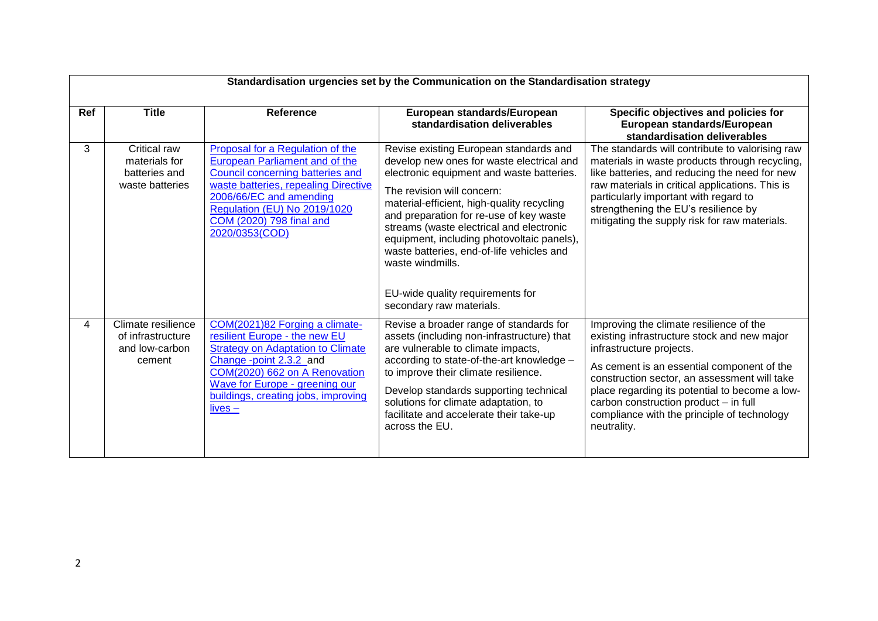| Standardisation urgencies set by the Communication on the Standardisation strategy | | | | |
|---|---|---|---|---|
| **Ref** | **Title** | **Reference** | **European standards/European standardisation deliverables** | **Specific objectives and policies for European standards/European standardisation deliverables** |
| 3 | Critical raw materials for batteries and waste batteries | Proposal for a Regulation of the European Parliament and of the Council concerning batteries and waste batteries, repealing Directive 2006/66/EC and amending Regulation (EU) No 2019/1020 COM (2020) 798 final and 2020/0353(COD) | Revise existing European standards and develop new ones for waste electrical and electronic equipment and waste batteries.<br><br>The revision will concern: material-efficient, high-quality recycling and preparation for re-use of key waste streams (waste electrical and electronic equipment, including photovoltaic panels), waste batteries, end-of-life vehicles and waste windmills.<br><br>EU-wide quality requirements for secondary raw materials. | The standards will contribute to valorising raw materials in waste products through recycling, like batteries, and reducing the need for new raw materials in critical applications. This is particularly important with regard to strengthening the EU's resilience by mitigating the supply risk for raw materials. |
| 4 | Climate resilience of infrastructure and low-carbon cement | COM(2021)82 Forging a climate-resilient Europe - the new EU Strategy on Adaptation to Climate Change -point 2.3.2 and COM(2020) 662 on A Renovation Wave for Europe - greening our buildings, creating jobs, improving lives – | Revise a broader range of standards for assets (including non-infrastructure) that are vulnerable to climate impacts, according to state-of-the-art knowledge – to improve their climate resilience.<br><br>Develop standards supporting technical solutions for climate adaptation, to facilitate and accelerate their take-up across the EU. | Improving the climate resilience of the existing infrastructure stock and new major infrastructure projects.<br><br>As cement is an essential component of the construction sector, an assessment will take place regarding its potential to become a low-carbon construction product – in full compliance with the principle of technology neutrality. |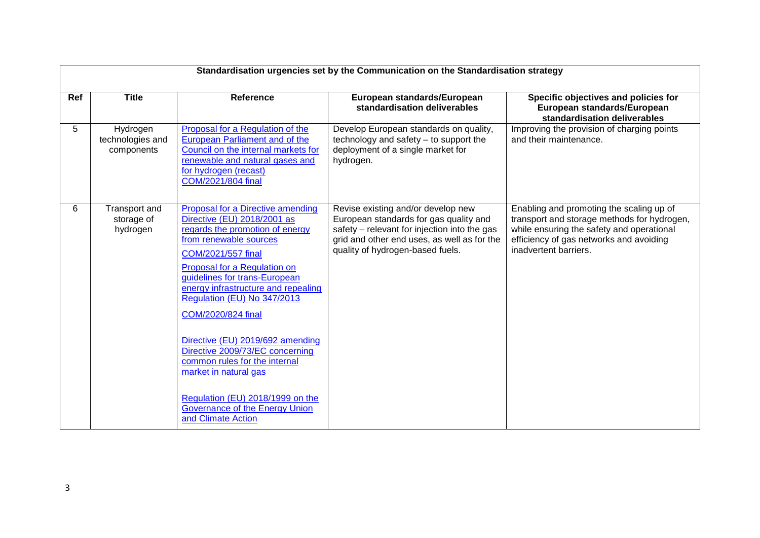| Standardisation urgencies set by the Communication on the Standardisation strategy | | | | |
|---|---|---|---|---|
| **Ref** | **Title** | **Reference** | **European standards/European standardisation deliverables** | **Specific objectives and policies for European standards/European standardisation deliverables** |
| 5 | Hydrogen technologies and components | Proposal for a Regulation of the European Parliament and of the Council on the internal markets for renewable and natural gases and for hydrogen (recast) COM/2021/804 final | Develop European standards on quality, technology and safety – to support the deployment of a single market for hydrogen. | Improving the provision of charging points and their maintenance. |
| 6 | Transport and storage of hydrogen | Proposal for a Directive amending Directive (EU) 2018/2001 as regards the promotion of energy from renewable sources<br><br>COM/2021/557 final<br><br>Proposal for a Regulation on guidelines for trans-European energy infrastructure and repealing Regulation (EU) No 347/2013<br><br>COM/2020/824 final<br><br>Directive (EU) 2019/692 amending Directive 2009/73/EC concerning common rules for the internal market in natural gas<br><br>Regulation (EU) 2018/1999 on the Governance of the Energy Union and Climate Action | Revise existing and/or develop new European standards for gas quality and safety – relevant for injection into the gas grid and other end uses, as well as for the quality of hydrogen-based fuels. | Enabling and promoting the scaling up of transport and storage methods for hydrogen, while ensuring the safety and operational efficiency of gas networks and avoiding inadvertent barriers. |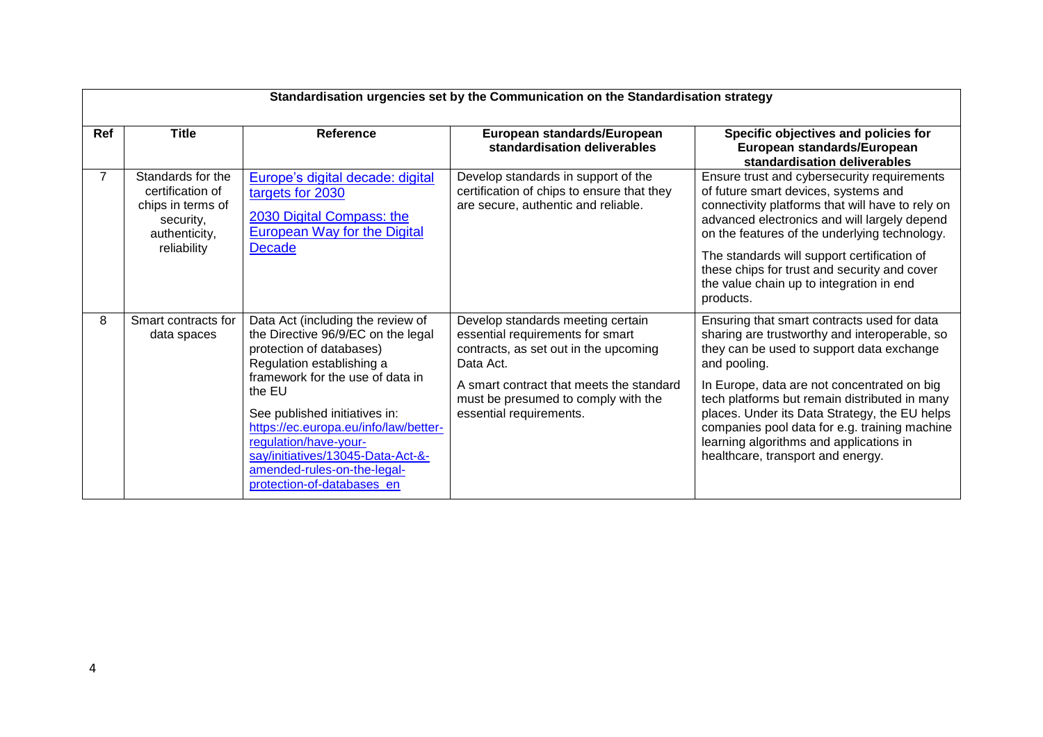| Standardisation urgencies set by the Communication on the Standardisation strategy | | | | |
|---|---|---|---|---|
| **Ref** | **Title** | **Reference** | **European standards/European standardisation deliverables** | **Specific objectives and policies for European standards/European standardisation deliverables** |
| 7 | Standards for the certification of chips in terms of security, authenticity, reliability | Europe's digital decade: digital targets for 2030<br><br>2030 Digital Compass: the European Way for the Digital Decade | Develop standards in support of the certification of chips to ensure that they are secure, authentic and reliable. | Ensure trust and cybersecurity requirements of future smart devices, systems and connectivity platforms that will have to rely on advanced electronics and will largely depend on the features of the underlying technology.<br><br>The standards will support certification of these chips for trust and security and cover the value chain up to integration in end products. |
| 8 | Smart contracts for data spaces | Data Act (including the review of the Directive 96/9/EC on the legal protection of databases) Regulation establishing a framework for the use of data in the EU<br><br>See published initiatives in: https://ec.europa.eu/info/law/better-regulation/have-your-say/initiatives/13045-Data-Act-&-amended-rules-on-the-legal-protection-of-databases_en | Develop standards meeting certain essential requirements for smart contracts, as set out in the upcoming Data Act.<br><br>A smart contract that meets the standard must be presumed to comply with the essential requirements. | Ensuring that smart contracts used for data sharing are trustworthy and interoperable, so they can be used to support data exchange and pooling.<br><br>In Europe, data are not concentrated on big tech platforms but remain distributed in many places. Under its Data Strategy, the EU helps companies pool data for e.g. training machine learning algorithms and applications in healthcare, transport and energy. |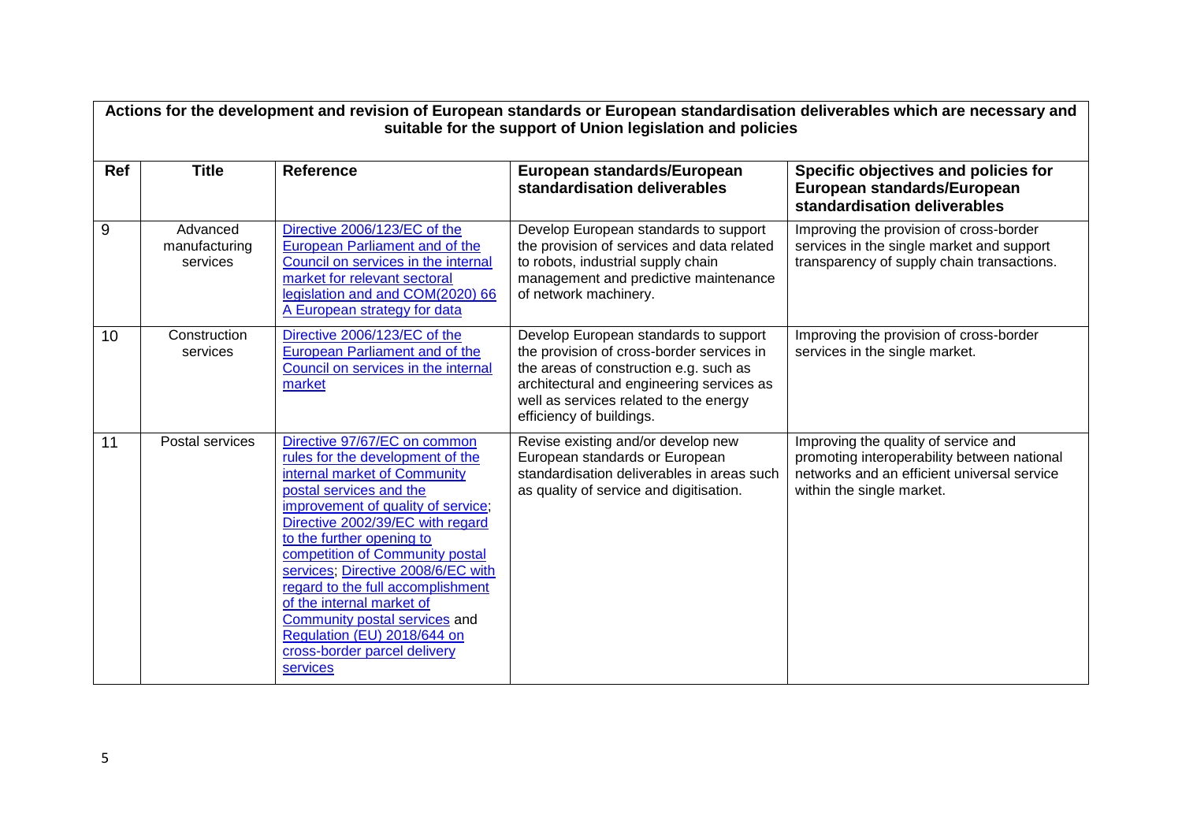**Actions for the development and revision of European standards or European standardisation deliverables which are necessary and suitable for the support of Union legislation and policies**

| Ref | Title | Reference | European standards/European standardisation deliverables | Specific objectives and policies for European standards/European standardisation deliverables |
|---|---|---|---|---|
| 9 | Advanced manufacturing services | Directive 2006/123/EC of the European Parliament and of the Council on services in the internal market for relevant sectoral legislation and and COM(2020) 66 A European strategy for data | Develop European standards to support the provision of services and data related to robots, industrial supply chain management and predictive maintenance of network machinery. | Improving the provision of cross-border services in the single market and support transparency of supply chain transactions. |
| 10 | Construction services | Directive 2006/123/EC of the European Parliament and of the Council on services in the internal market | Develop European standards to support the provision of cross-border services in the areas of construction e.g. such as architectural and engineering services as well as services related to the energy efficiency of buildings. | Improving the provision of cross-border services in the single market. |
| 11 | Postal services | Directive 97/67/EC on common rules for the development of the internal market of Community postal services and the improvement of quality of service; Directive 2002/39/EC with regard to the further opening to competition of Community postal services; Directive 2008/6/EC with regard to the full accomplishment of the internal market of Community postal services and Regulation (EU) 2018/644 on cross-border parcel delivery services | Revise existing and/or develop new European standards or European standardisation deliverables in areas such as quality of service and digitisation. | Improving the quality of service and promoting interoperability between national networks and an efficient universal service within the single market. |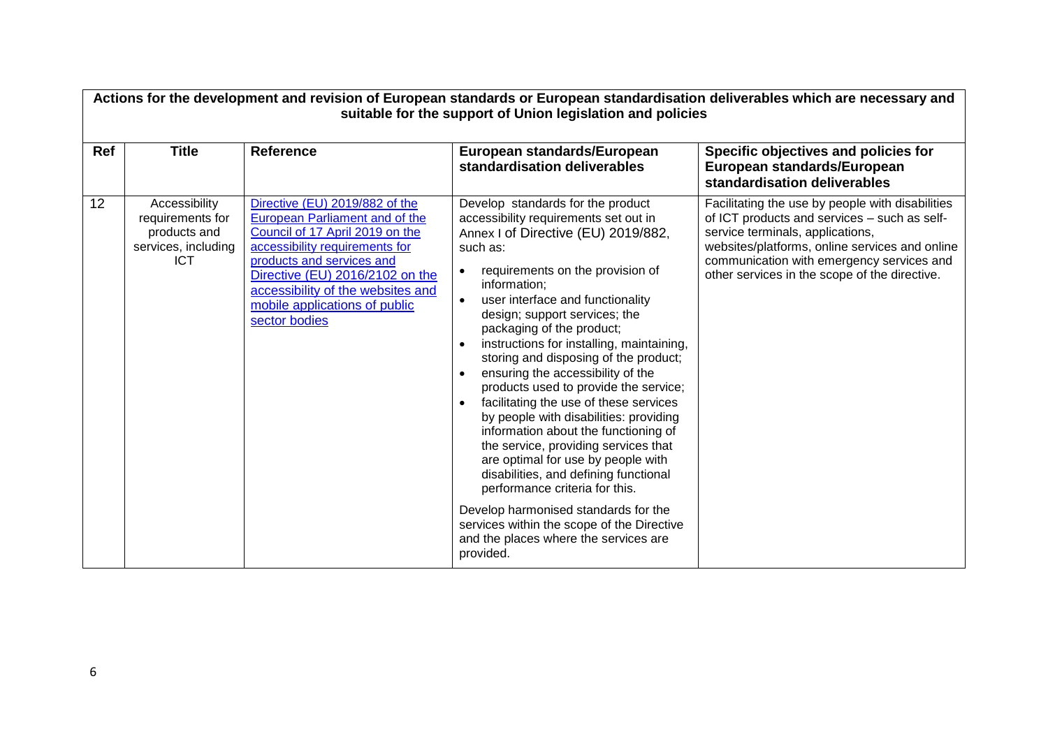| Actions for the development and revision of European standards or European standardisation deliverables which are necessary and suitable for the support of Union legislation and policies | | | | |
|---|---|---|---|---|
| **Ref** | **Title** | **Reference** | **European standards/European standardisation deliverables** | **Specific objectives and policies for European standards/European standardisation deliverables** |
| 12 | Accessibility requirements for products and services, including ICT | [Directive (EU) 2019/882 of the European Parliament and of the Council of 17 April 2019 on the accessibility requirements for products and services and](#) [Directive (EU) 2016/2102 on the accessibility of the websites and mobile applications of public sector bodies](#) | Develop standards for the product accessibility requirements set out in Annex I of Directive (EU) 2019/882, such as:<br>• requirements on the provision of information;<br>• user interface and functionality design; support services; the packaging of the product;<br>• instructions for installing, maintaining, storing and disposing of the product;<br>• ensuring the accessibility of the products used to provide the service;<br>• facilitating the use of these services by people with disabilities: providing information about the functioning of the service, providing services that are optimal for use by people with disabilities, and defining functional performance criteria for this.<br><br>Develop harmonised standards for the services within the scope of the Directive and the places where the services are provided. | Facilitating the use by people with disabilities of ICT products and services – such as self-service terminals, applications, websites/platforms, online services and online communication with emergency services and other services in the scope of the directive. |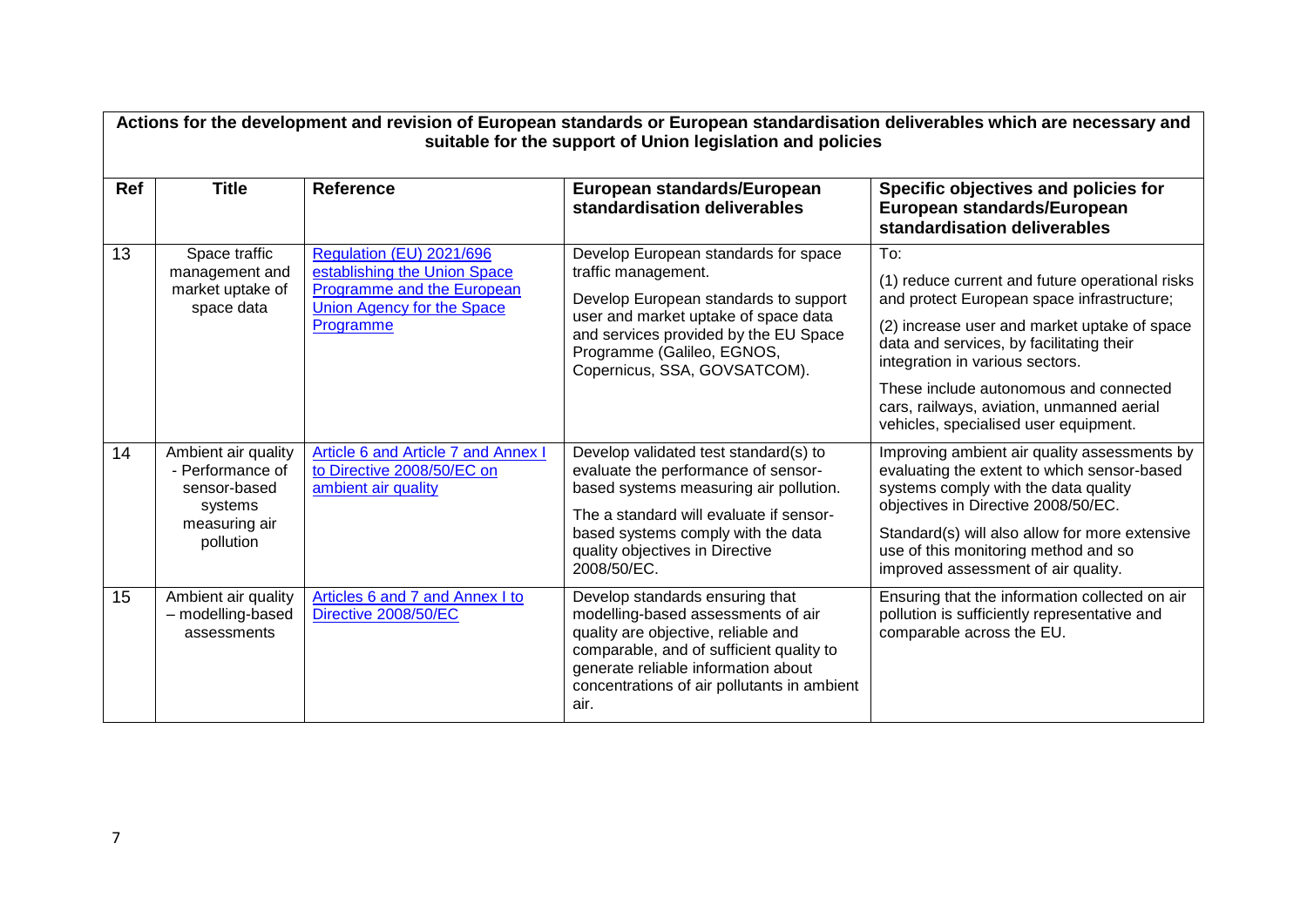| Actions for the development and revision of European standards or European standardisation deliverables which are necessary and suitable for the support of Union legislation and policies | | | | |
|---|---|---|---|---|
| **Ref** | **Title** | **Reference** | **European standards/European standardisation deliverables** | **Specific objectives and policies for European standards/European standardisation deliverables** |
| 13 | Space traffic management and market uptake of space data | Regulation (EU) 2021/696 establishing the Union Space Programme and the European Union Agency for the Space Programme | Develop European standards for space traffic management.<br><br>Develop European standards to support user and market uptake of space data and services provided by the EU Space Programme (Galileo, EGNOS, Copernicus, SSA, GOVSATCOM). | To:<br><br>(1) reduce current and future operational risks and protect European space infrastructure;<br><br>(2) increase user and market uptake of space data and services, by facilitating their integration in various sectors.<br><br>These include autonomous and connected cars, railways, aviation, unmanned aerial vehicles, specialised user equipment. |
| 14 | Ambient air quality - Performance of sensor-based systems measuring air pollution | Article 6 and Article 7 and Annex I to Directive 2008/50/EC on ambient air quality | Develop validated test standard(s) to evaluate the performance of sensor-based systems measuring air pollution.<br><br>The a standard will evaluate if sensor-based systems comply with the data quality objectives in Directive 2008/50/EC. | Improving ambient air quality assessments by evaluating the extent to which sensor-based systems comply with the data quality objectives in Directive 2008/50/EC.<br><br>Standard(s) will also allow for more extensive use of this monitoring method and so improved assessment of air quality. |
| 15 | Ambient air quality – modelling-based assessments | Articles 6 and 7 and Annex I to Directive 2008/50/EC | Develop standards ensuring that modelling-based assessments of air quality are objective, reliable and comparable, and of sufficient quality to generate reliable information about concentrations of air pollutants in ambient air. | Ensuring that the information collected on air pollution is sufficiently representative and comparable across the EU. |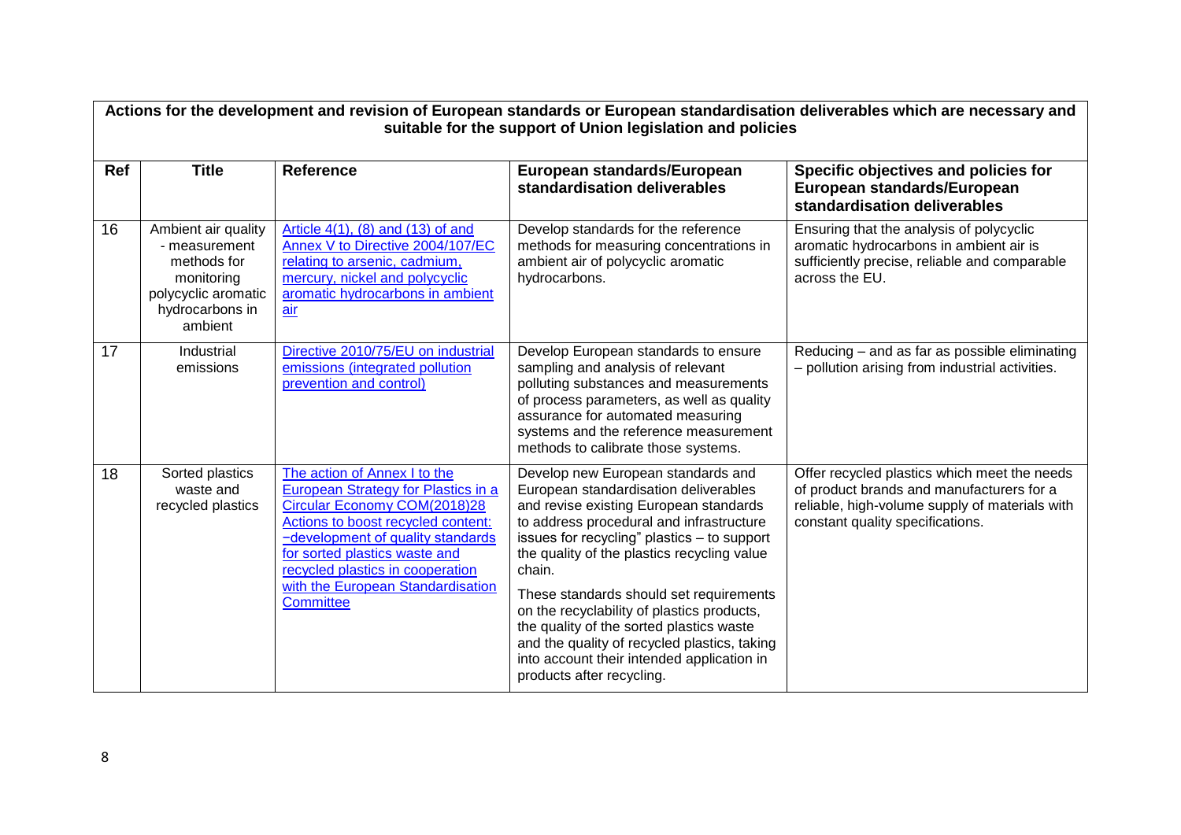| Actions for the development and revision of European standards or European standardisation deliverables which are necessary and suitable for the support of Union legislation and policies | | | | |
|---|---|---|---|---|
| **Ref** | **Title** | **Reference** | **European standards/European standardisation deliverables** | **Specific objectives and policies for European standards/European standardisation deliverables** |
| 16 | Ambient air quality - measurement methods for monitoring polycyclic aromatic hydrocarbons in ambient | Article 4(1), (8) and (13) of and Annex V to Directive 2004/107/EC relating to arsenic, cadmium, mercury, nickel and polycyclic aromatic hydrocarbons in ambient air | Develop standards for the reference methods for measuring concentrations in ambient air of polycyclic aromatic hydrocarbons. | Ensuring that the analysis of polycyclic aromatic hydrocarbons in ambient air is sufficiently precise, reliable and comparable across the EU. |
| 17 | Industrial emissions | Directive 2010/75/EU on industrial emissions (integrated pollution prevention and control) | Develop European standards to ensure sampling and analysis of relevant polluting substances and measurements of process parameters, as well as quality assurance for automated measuring systems and the reference measurement methods to calibrate those systems. | Reducing – and as far as possible eliminating – pollution arising from industrial activities. |
| 18 | Sorted plastics waste and recycled plastics | The action of Annex I to the European Strategy for Plastics in a Circular Economy COM(2018)28 Actions to boost recycled content: −development of quality standards for sorted plastics waste and recycled plastics in cooperation with the European Standardisation Committee | Develop new European standards and European standardisation deliverables and revise existing European standards to address procedural and infrastructure issues for recycling" plastics – to support the quality of the plastics recycling value chain.<br><br>These standards should set requirements on the recyclability of plastics products, the quality of the sorted plastics waste and the quality of recycled plastics, taking into account their intended application in products after recycling. | Offer recycled plastics which meet the needs of product brands and manufacturers for a reliable, high-volume supply of materials with constant quality specifications. |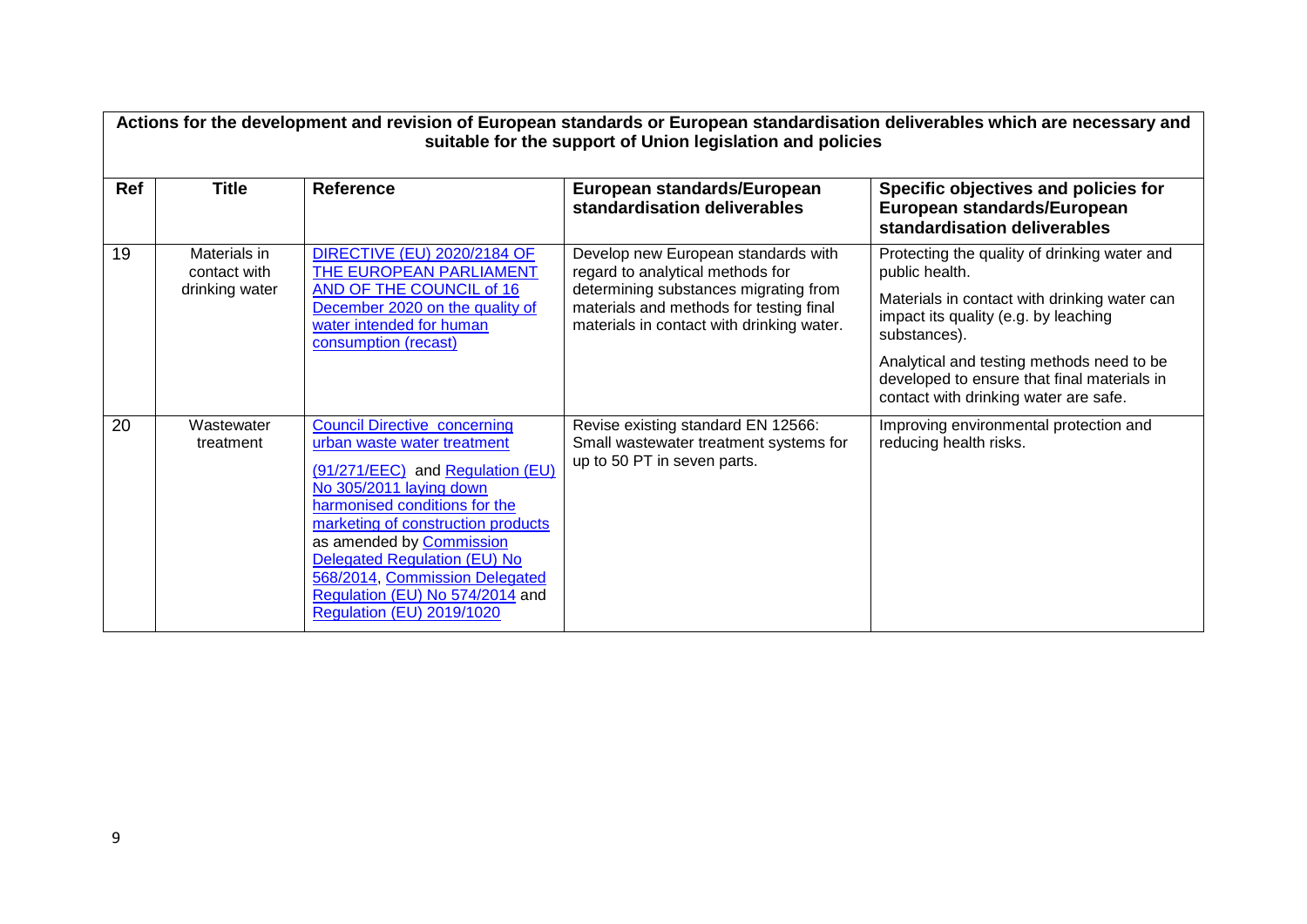| **Actions for the development and revision of European standards or European standardisation deliverables which are necessary and suitable for the support of Union legislation and policies** | | | | |
|---|---|---|---|---|
| **Ref** | **Title** | **Reference** | **European standards/European standardisation deliverables** | **Specific objectives and policies for European standards/European standardisation deliverables** |
| 19 | Materials in contact with drinking water | DIRECTIVE (EU) 2020/2184 OF THE EUROPEAN PARLIAMENT AND OF THE COUNCIL of 16 December 2020 on the quality of water intended for human consumption (recast) | Develop new European standards with regard to analytical methods for determining substances migrating from materials and methods for testing final materials in contact with drinking water. | Protecting the quality of drinking water and public health.<br><br>Materials in contact with drinking water can impact its quality (e.g. by leaching substances).<br><br>Analytical and testing methods need to be developed to ensure that final materials in contact with drinking water are safe. |
| 20 | Wastewater treatment | Council Directive concerning urban waste water treatment (91/271/EEC) and Regulation (EU) No 305/2011 laying down harmonised conditions for the marketing of construction products as amended by Commission Delegated Regulation (EU) No 568/2014, Commission Delegated Regulation (EU) No 574/2014 and Regulation (EU) 2019/1020 | Revise existing standard EN 12566: Small wastewater treatment systems for up to 50 PT in seven parts. | Improving environmental protection and reducing health risks. |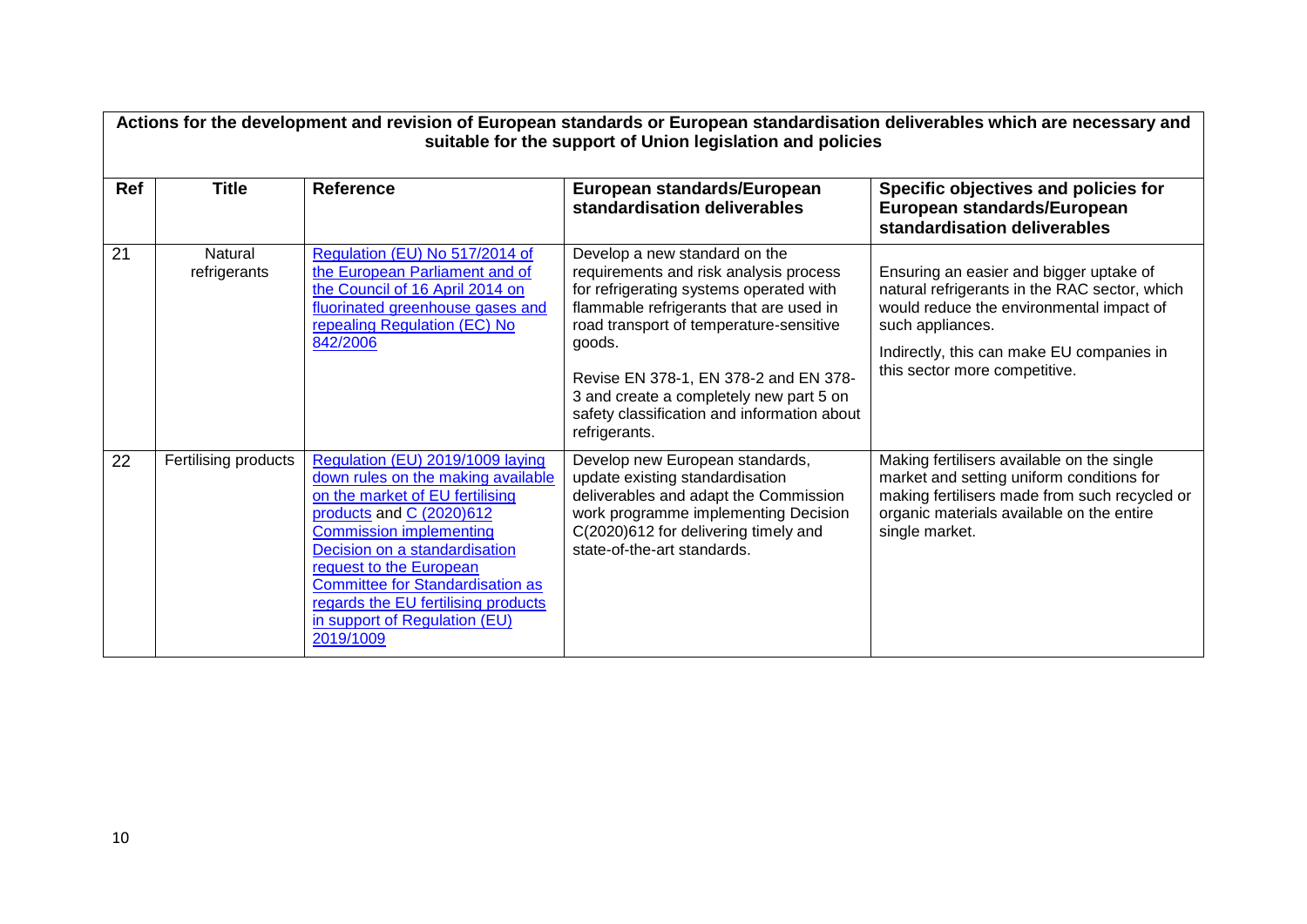| Actions for the development and revision of European standards or European standardisation deliverables which are necessary and suitable for the support of Union legislation and policies | | | | |
|---|---|---|---|---|
| **Ref** | **Title** | **Reference** | **European standards/European standardisation deliverables** | **Specific objectives and policies for European standards/European standardisation deliverables** |
| 21 | Natural refrigerants | Regulation (EU) No 517/2014 of the European Parliament and of the Council of 16 April 2014 on fluorinated greenhouse gases and repealing Regulation (EC) No 842/2006 | Develop a new standard on the requirements and risk analysis process for refrigerating systems operated with flammable refrigerants that are used in road transport of temperature-sensitive goods.<br><br>Revise EN 378-1, EN 378-2 and EN 378-3 and create a completely new part 5 on safety classification and information about refrigerants. | Ensuring an easier and bigger uptake of natural refrigerants in the RAC sector, which would reduce the environmental impact of such appliances.<br><br>Indirectly, this can make EU companies in this sector more competitive. |
| 22 | Fertilising products | Regulation (EU) 2019/1009 laying down rules on the making available on the market of EU fertilising products and C (2020)612 Commission implementing Decision on a standardisation request to the European Committee for Standardisation as regards the EU fertilising products in support of Regulation (EU) 2019/1009 | Develop new European standards, update existing standardisation deliverables and adapt the Commission work programme implementing Decision C(2020)612 for delivering timely and state-of-the-art standards. | Making fertilisers available on the single market and setting uniform conditions for making fertilisers made from such recycled or organic materials available on the entire single market. |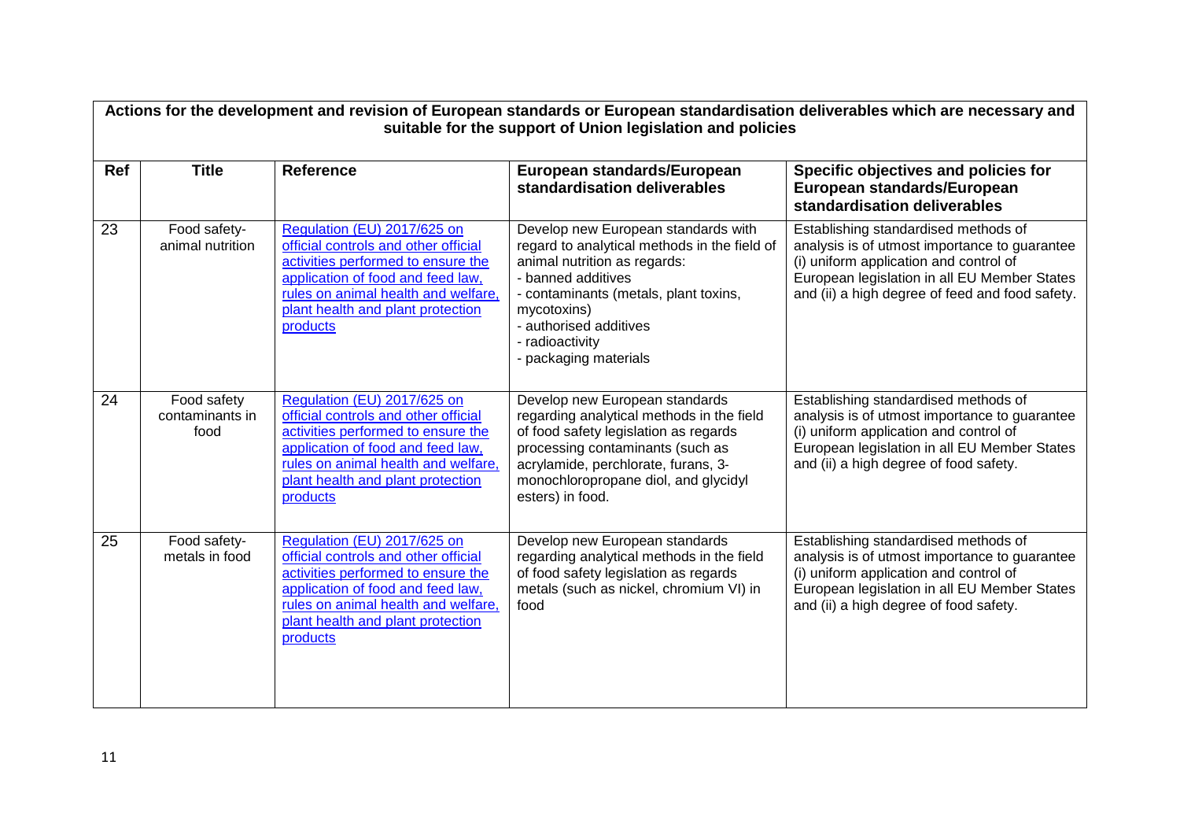| Actions for the development and revision of European standards or European standardisation deliverables which are necessary and suitable for the support of Union legislation and policies | | | | |
|---|---|---|---|---|
| **Ref** | **Title** | **Reference** | **European standards/European standardisation deliverables** | **Specific objectives and policies for European standards/European standardisation deliverables** |
| 23 | Food safety-animal nutrition | Regulation (EU) 2017/625 on official controls and other official activities performed to ensure the application of food and feed law, rules on animal health and welfare, plant health and plant protection products | Develop new European standards with regard to analytical methods in the field of animal nutrition as regards:<br>- banned additives<br>- contaminants (metals, plant toxins, mycotoxins)<br>- authorised additives<br>- radioactivity<br>- packaging materials | Establishing standardised methods of analysis is of utmost importance to guarantee (i) uniform application and control of European legislation in all EU Member States and (ii) a high degree of feed and food safety. |
| 24 | Food safety contaminants in food | Regulation (EU) 2017/625 on official controls and other official activities performed to ensure the application of food and feed law, rules on animal health and welfare, plant health and plant protection products | Develop new European standards regarding analytical methods in the field of food safety legislation as regards processing contaminants (such as acrylamide, perchlorate, furans, 3-monochloropropane diol, and glycidyl esters) in food. | Establishing standardised methods of analysis is of utmost importance to guarantee (i) uniform application and control of European legislation in all EU Member States and (ii) a high degree of food safety. |
| 25 | Food safety-metals in food | Regulation (EU) 2017/625 on official controls and other official activities performed to ensure the application of food and feed law, rules on animal health and welfare, plant health and plant protection products | Develop new European standards regarding analytical methods in the field of food safety legislation as regards metals (such as nickel, chromium VI) in food | Establishing standardised methods of analysis is of utmost importance to guarantee (i) uniform application and control of European legislation in all EU Member States and (ii) a high degree of food safety. |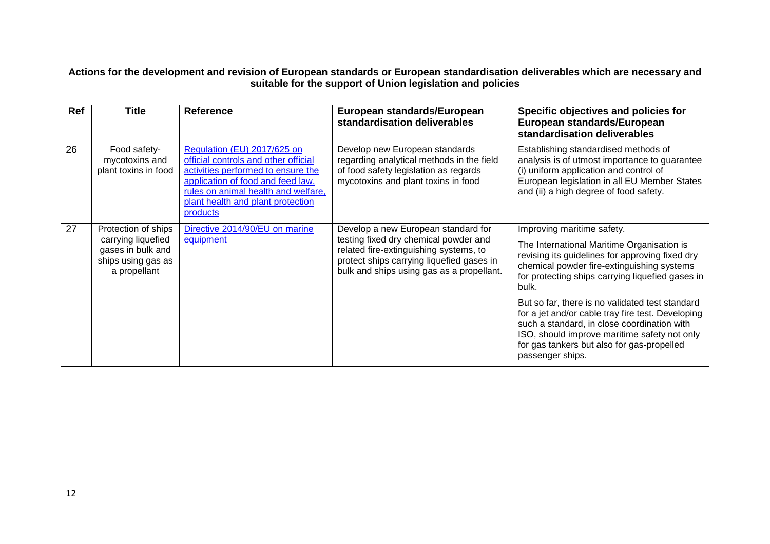| Actions for the development and revision of European standards or European standardisation deliverables which are necessary and suitable for the support of Union legislation and policies | | | | |
|---|---|---|---|---|
| **Ref** | **Title** | **Reference** | **European standards/European standardisation deliverables** | **Specific objectives and policies for European standards/European standardisation deliverables** |
| 26 | Food safety-mycotoxins and plant toxins in food | Regulation (EU) 2017/625 on official controls and other official activities performed to ensure the application of food and feed law, rules on animal health and welfare, plant health and plant protection products | Develop new European standards regarding analytical methods in the field of food safety legislation as regards mycotoxins and plant toxins in food | Establishing standardised methods of analysis is of utmost importance to guarantee (i) uniform application and control of European legislation in all EU Member States and (ii) a high degree of food safety. |
| 27 | Protection of ships carrying liquefied gases in bulk and ships using gas as a propellant | Directive 2014/90/EU on marine equipment | Develop a new European standard for testing fixed dry chemical powder and related fire-extinguishing systems, to protect ships carrying liquefied gases in bulk and ships using gas as a propellant. | Improving maritime safety.<br><br>The International Maritime Organisation is revising its guidelines for approving fixed dry chemical powder fire-extinguishing systems for protecting ships carrying liquefied gases in bulk.<br><br>But so far, there is no validated test standard for a jet and/or cable tray fire test. Developing such a standard, in close coordination with ISO, should improve maritime safety not only for gas tankers but also for gas-propelled passenger ships. |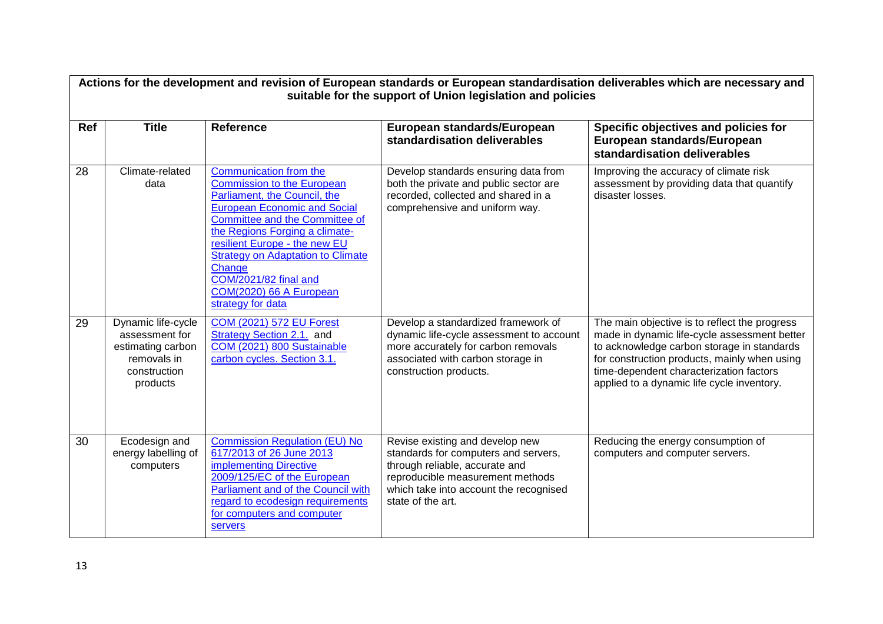| Actions for the development and revision of European standards or European standardisation deliverables which are necessary and suitable for the support of Union legislation and policies | | | | |
|---|---|---|---|---|
| **Ref** | **Title** | **Reference** | **European standards/European standardisation deliverables** | **Specific objectives and policies for European standards/European standardisation deliverables** |
| 28 | Climate-related data | Communication from the Commission to the European Parliament, the Council, the European Economic and Social Committee and the Committee of the Regions Forging a climate-resilient Europe - the new EU Strategy on Adaptation to Climate Change COM/2021/82 final and COM(2020) 66 A European strategy for data | Develop standards ensuring data from both the private and public sector are recorded, collected and shared in a comprehensive and uniform way. | Improving the accuracy of climate risk assessment by providing data that quantify disaster losses. |
| 29 | Dynamic life-cycle assessment for estimating carbon removals in construction products | COM (2021) 572 EU Forest Strategy Section 2.1. and COM (2021) 800 Sustainable carbon cycles. Section 3.1. | Develop a standardized framework of dynamic life-cycle assessment to account more accurately for carbon removals associated with carbon storage in construction products. | The main objective is to reflect the progress made in dynamic life-cycle assessment better to acknowledge carbon storage in standards for construction products, mainly when using time-dependent characterization factors applied to a dynamic life cycle inventory. |
| 30 | Ecodesign and energy labelling of computers | Commission Regulation (EU) No 617/2013 of 26 June 2013 implementing Directive 2009/125/EC of the European Parliament and of the Council with regard to ecodesign requirements for computers and computer servers | Revise existing and develop new standards for computers and servers, through reliable, accurate and reproducible measurement methods which take into account the recognised state of the art. | Reducing the energy consumption of computers and computer servers. |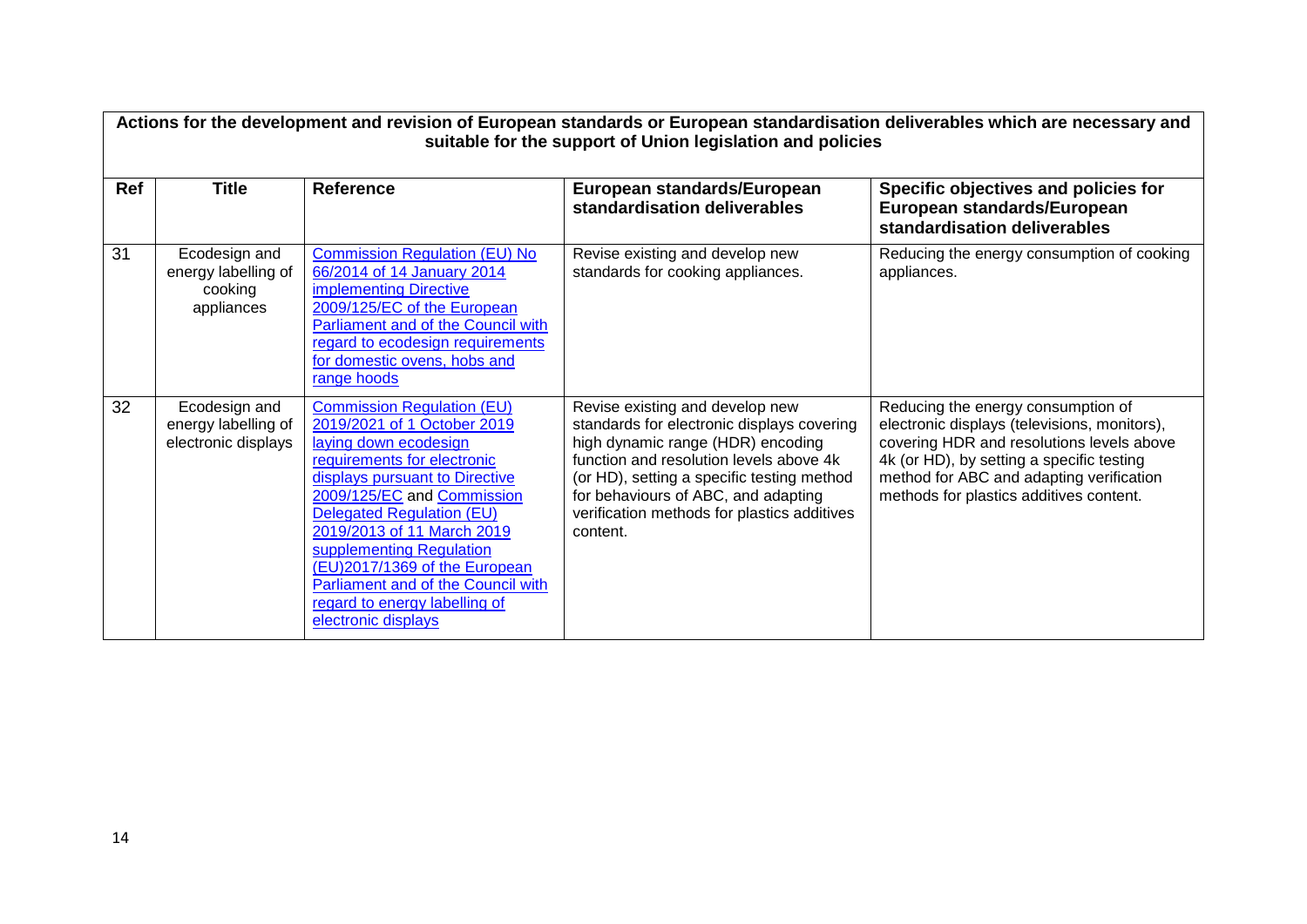| Actions for the development and revision of European standards or European standardisation deliverables which are necessary and suitable for the support of Union legislation and policies | | | | |
|---|---|---|---|---|
| **Ref** | **Title** | **Reference** | **European standards/European standardisation deliverables** | **Specific objectives and policies for European standards/European standardisation deliverables** |
| 31 | Ecodesign and energy labelling of cooking appliances | Commission Regulation (EU) No 66/2014 of 14 January 2014 implementing Directive 2009/125/EC of the European Parliament and of the Council with regard to ecodesign requirements for domestic ovens, hobs and range hoods | Revise existing and develop new standards for cooking appliances. | Reducing the energy consumption of cooking appliances. |
| 32 | Ecodesign and energy labelling of electronic displays | Commission Regulation (EU) 2019/2021 of 1 October 2019 laying down ecodesign requirements for electronic displays pursuant to Directive 2009/125/EC and Commission Delegated Regulation (EU) 2019/2013 of 11 March 2019 supplementing Regulation (EU)2017/1369 of the European Parliament and of the Council with regard to energy labelling of electronic displays | Revise existing and develop new standards for electronic displays covering high dynamic range (HDR) encoding function and resolution levels above 4k (or HD), setting a specific testing method for behaviours of ABC, and adapting verification methods for plastics additives content. | Reducing the energy consumption of electronic displays (televisions, monitors), covering HDR and resolutions levels above 4k (or HD), by setting a specific testing method for ABC and adapting verification methods for plastics additives content. |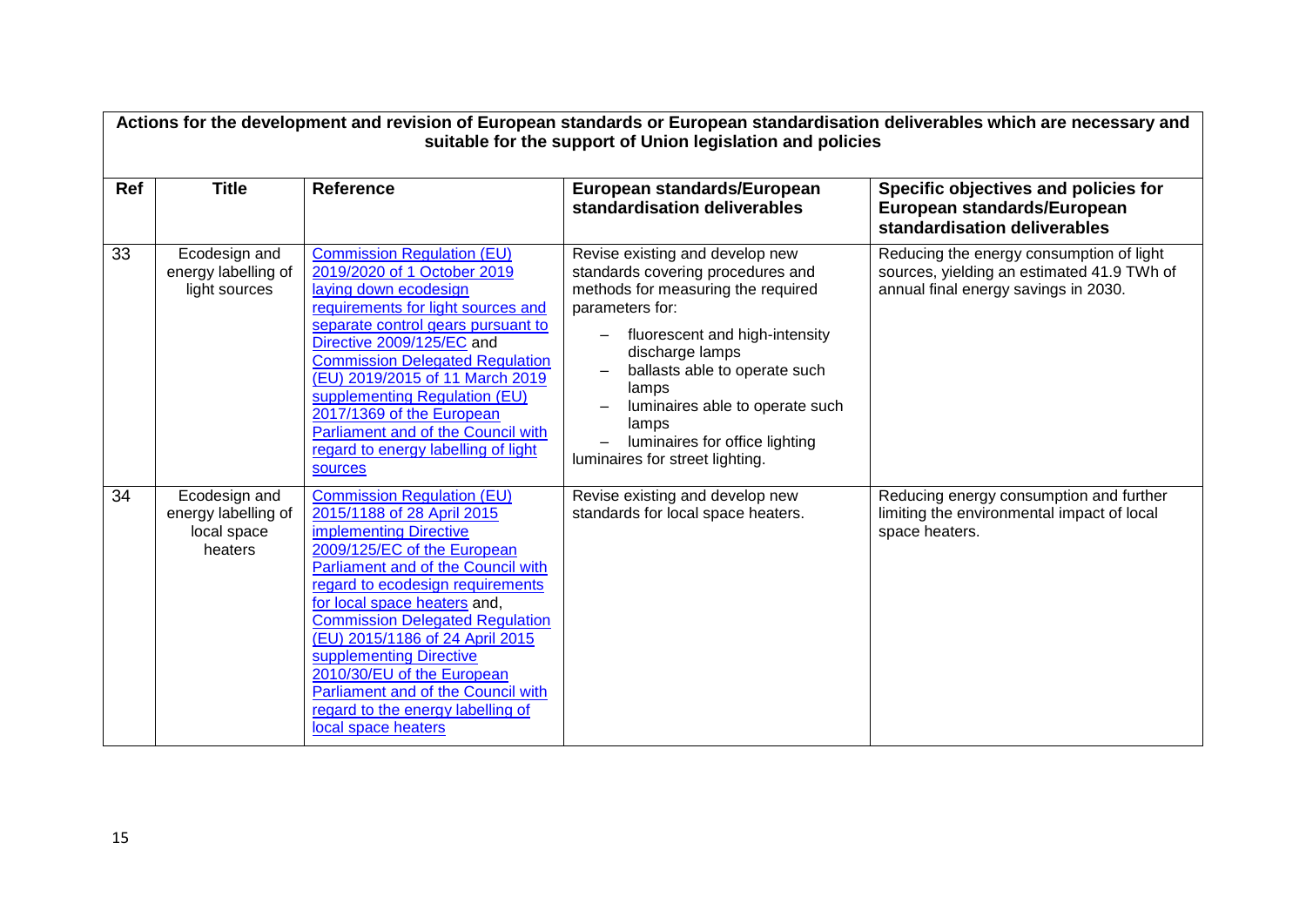| Actions for the development and revision of European standards or European standardisation deliverables which are necessary and suitable for the support of Union legislation and policies | | | | |
|---|---|---|---|---|
| **Ref** | **Title** | **Reference** | **European standards/European standardisation deliverables** | **Specific objectives and policies for European standards/European standardisation deliverables** |
| 33 | Ecodesign and energy labelling of light sources | Commission Regulation (EU) 2019/2020 of 1 October 2019 laying down ecodesign requirements for light sources and separate control gears pursuant to Directive 2009/125/EC and Commission Delegated Regulation (EU) 2019/2015 of 11 March 2019 supplementing Regulation (EU) 2017/1369 of the European Parliament and of the Council with regard to energy labelling of light sources | Revise existing and develop new standards covering procedures and methods for measuring the required parameters for: <br>– fluorescent and high-intensity discharge lamps <br>– ballasts able to operate such lamps <br>– luminaires able to operate such lamps <br>– luminaires for office lighting <br>luminaires for street lighting. | Reducing the energy consumption of light sources, yielding an estimated 41.9 TWh of annual final energy savings in 2030. |
| 34 | Ecodesign and energy labelling of local space heaters | Commission Regulation (EU) 2015/1188 of 28 April 2015 implementing Directive 2009/125/EC of the European Parliament and of the Council with regard to ecodesign requirements for local space heaters and, Commission Delegated Regulation (EU) 2015/1186 of 24 April 2015 supplementing Directive 2010/30/EU of the European Parliament and of the Council with regard to the energy labelling of local space heaters | Revise existing and develop new standards for local space heaters. | Reducing energy consumption and further limiting the environmental impact of local space heaters. |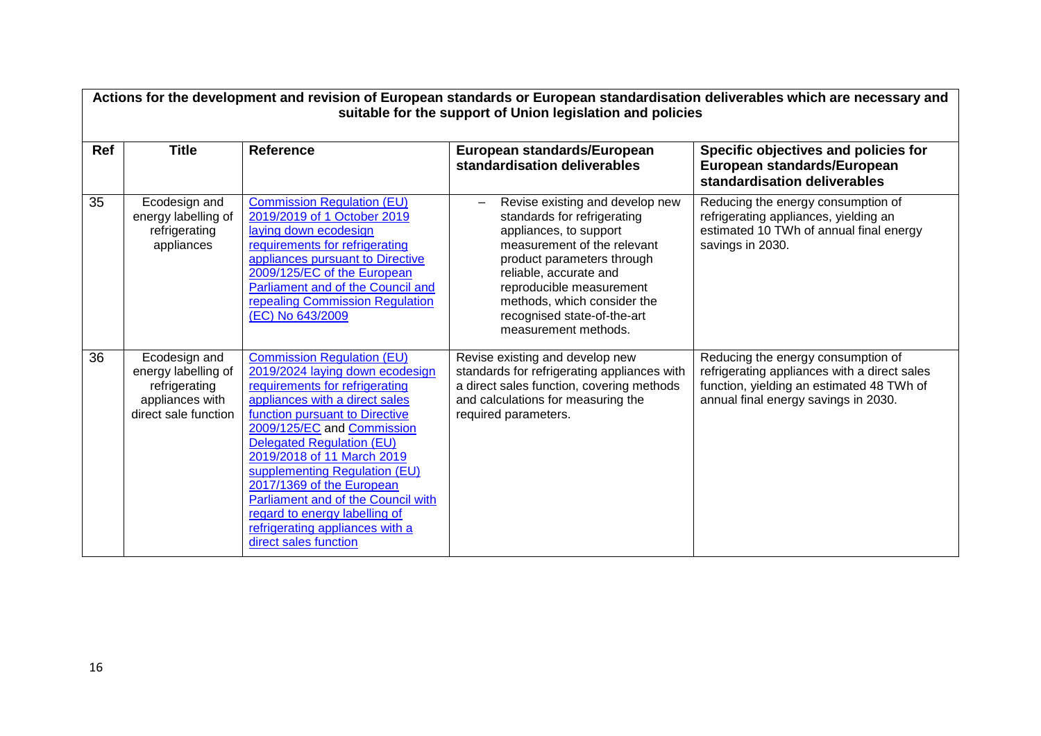| Actions for the development and revision of European standards or European standardisation deliverables which are necessary and suitable for the support of Union legislation and policies | | | | |
|---|---|---|---|---|
| **Ref** | **Title** | **Reference** | **European standards/European standardisation deliverables** | **Specific objectives and policies for European standards/European standardisation deliverables** |
| 35 | Ecodesign and energy labelling of refrigerating appliances | Commission Regulation (EU) 2019/2019 of 1 October 2019 laying down ecodesign requirements for refrigerating appliances pursuant to Directive 2009/125/EC of the European Parliament and of the Council and repealing Commission Regulation (EC) No 643/2009 | – Revise existing and develop new standards for refrigerating appliances, to support measurement of the relevant product parameters through reliable, accurate and reproducible measurement methods, which consider the recognised state-of-the-art measurement methods. | Reducing the energy consumption of refrigerating appliances, yielding an estimated 10 TWh of annual final energy savings in 2030. |
| 36 | Ecodesign and energy labelling of refrigerating appliances with direct sale function | Commission Regulation (EU) 2019/2024 laying down ecodesign requirements for refrigerating appliances with a direct sales function pursuant to Directive 2009/125/EC and Commission Delegated Regulation (EU) 2019/2018 of 11 March 2019 supplementing Regulation (EU) 2017/1369 of the European Parliament and of the Council with regard to energy labelling of refrigerating appliances with a direct sales function | Revise existing and develop new standards for refrigerating appliances with a direct sales function, covering methods and calculations for measuring the required parameters. | Reducing the energy consumption of refrigerating appliances with a direct sales function, yielding an estimated 48 TWh of annual final energy savings in 2030. |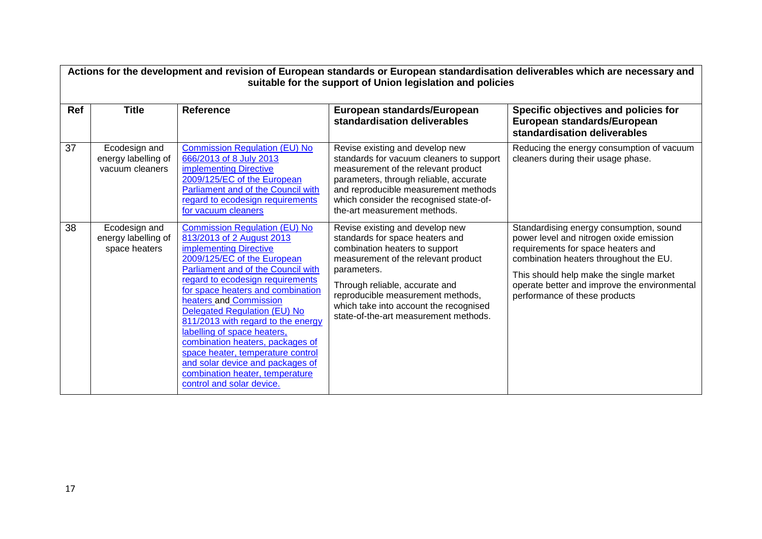| Actions for the development and revision of European standards or European standardisation deliverables which are necessary and suitable for the support of Union legislation and policies | | | | |
|---|---|---|---|---|
| **Ref** | **Title** | **Reference** | **European standards/European standardisation deliverables** | **Specific objectives and policies for European standards/European standardisation deliverables** |
| 37 | Ecodesign and energy labelling of vacuum cleaners | Commission Regulation (EU) No 666/2013 of 8 July 2013 implementing Directive 2009/125/EC of the European Parliament and of the Council with regard to ecodesign requirements for vacuum cleaners | Revise existing and develop new standards for vacuum cleaners to support measurement of the relevant product parameters, through reliable, accurate and reproducible measurement methods which consider the recognised state-of-the-art measurement methods. | Reducing the energy consumption of vacuum cleaners during their usage phase. |
| 38 | Ecodesign and energy labelling of space heaters | Commission Regulation (EU) No 813/2013 of 2 August 2013 implementing Directive 2009/125/EC of the European Parliament and of the Council with regard to ecodesign requirements for space heaters and combination heaters and Commission Delegated Regulation (EU) No 811/2013 with regard to the energy labelling of space heaters, combination heaters, packages of space heater, temperature control and solar device and packages of combination heater, temperature control and solar device. | Revise existing and develop new standards for space heaters and combination heaters to support measurement of the relevant product parameters.<br><br>Through reliable, accurate and reproducible measurement methods, which take into account the recognised state-of-the-art measurement methods. | Standardising energy consumption, sound power level and nitrogen oxide emission requirements for space heaters and combination heaters throughout the EU.<br><br>This should help make the single market operate better and improve the environmental performance of these products |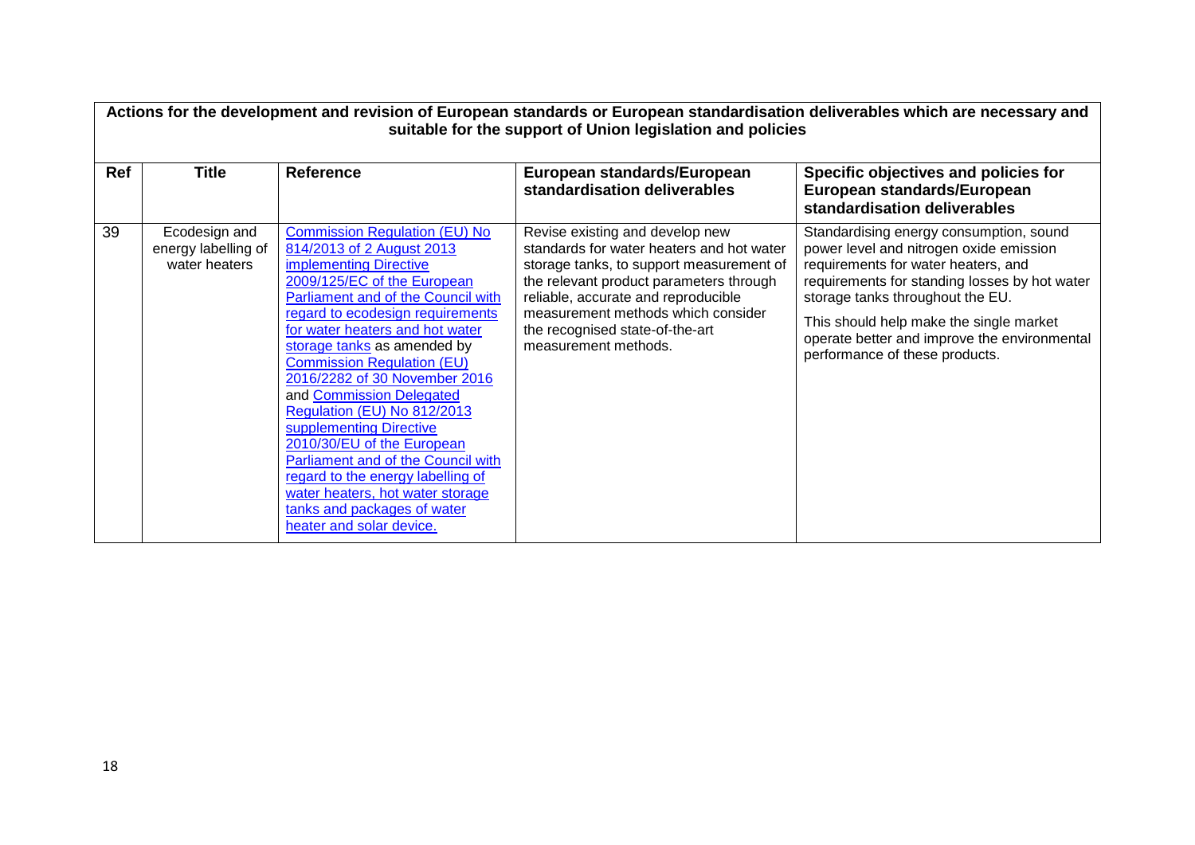| Actions for the development and revision of European standards or European standardisation deliverables which are necessary and suitable for the support of Union legislation and policies | | | | |
|---|---|---|---|---|
| **Ref** | **Title** | **Reference** | **European standards/European standardisation deliverables** | **Specific objectives and policies for European standards/European standardisation deliverables** |
| 39 | Ecodesign and energy labelling of water heaters | Commission Regulation (EU) No 814/2013 of 2 August 2013 implementing Directive 2009/125/EC of the European Parliament and of the Council with regard to ecodesign requirements for water heaters and hot water storage tanks as amended by Commission Regulation (EU) 2016/2282 of 30 November 2016 and Commission Delegated Regulation (EU) No 812/2013 supplementing Directive 2010/30/EU of the European Parliament and of the Council with regard to the energy labelling of water heaters, hot water storage tanks and packages of water heater and solar device. | Revise existing and develop new standards for water heaters and hot water storage tanks, to support measurement of the relevant product parameters through reliable, accurate and reproducible measurement methods which consider the recognised state-of-the-art measurement methods. | Standardising energy consumption, sound power level and nitrogen oxide emission requirements for water heaters, and requirements for standing losses by hot water storage tanks throughout the EU. This should help make the single market operate better and improve the environmental performance of these products. |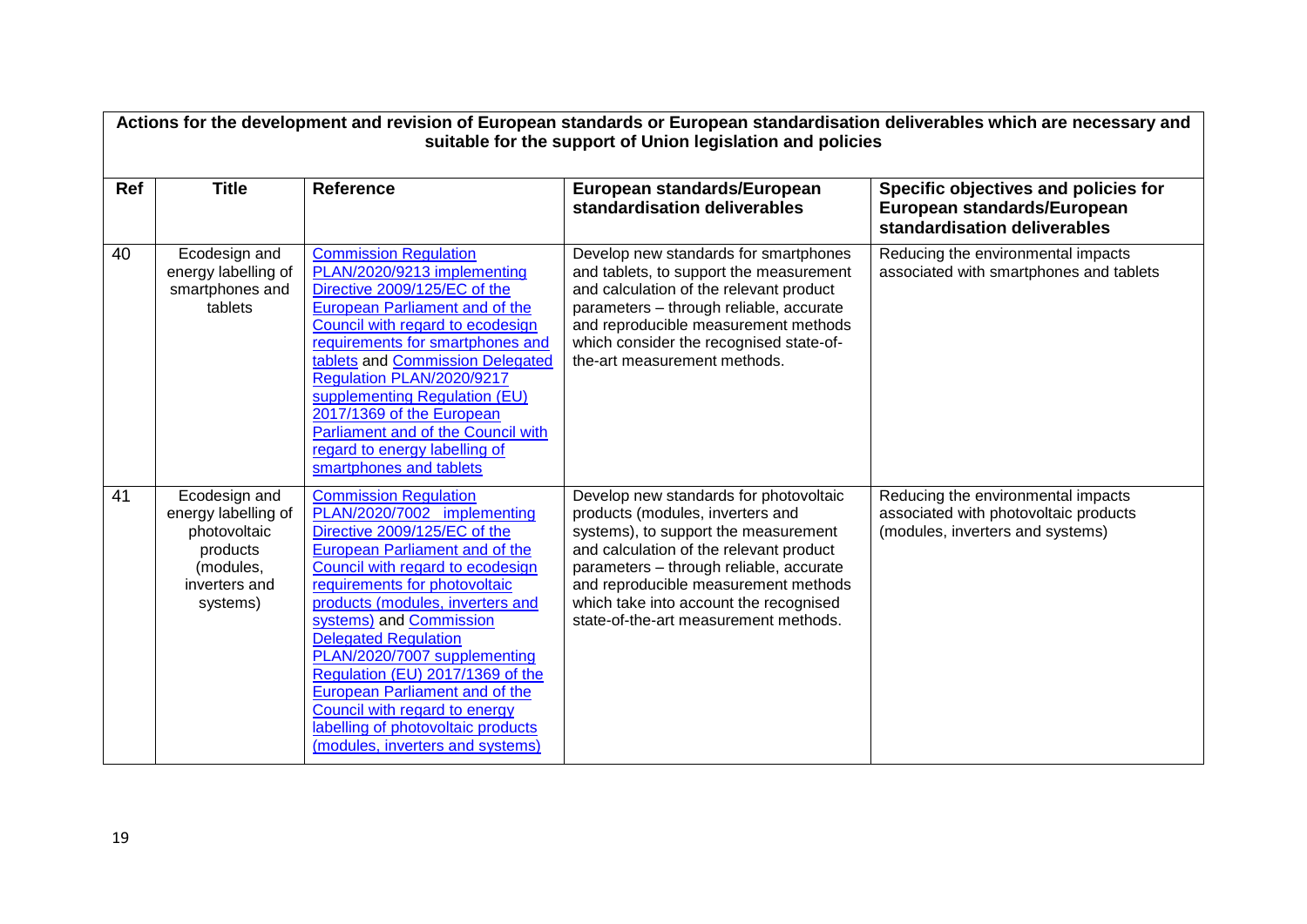| Actions for the development and revision of European standards or European standardisation deliverables which are necessary and suitable for the support of Union legislation and policies | | | | |
|---|---|---|---|---|
| **Ref** | **Title** | **Reference** | **European standards/European standardisation deliverables** | **Specific objectives and policies for European standards/European standardisation deliverables** |
| 40 | Ecodesign and energy labelling of smartphones and tablets | Commission Regulation PLAN/2020/9213 implementing Directive 2009/125/EC of the European Parliament and of the Council with regard to ecodesign requirements for smartphones and tablets and Commission Delegated Regulation PLAN/2020/9217 supplementing Regulation (EU) 2017/1369 of the European Parliament and of the Council with regard to energy labelling of smartphones and tablets | Develop new standards for smartphones and tablets, to support the measurement and calculation of the relevant product parameters – through reliable, accurate and reproducible measurement methods which consider the recognised state-of-the-art measurement methods. | Reducing the environmental impacts associated with smartphones and tablets |
| 41 | Ecodesign and energy labelling of photovoltaic products (modules, inverters and systems) | Commission Regulation PLAN/2020/7002 implementing Directive 2009/125/EC of the European Parliament and of the Council with regard to ecodesign requirements for photovoltaic products (modules, inverters and systems) and Commission Delegated Regulation PLAN/2020/7007 supplementing Regulation (EU) 2017/1369 of the European Parliament and of the Council with regard to energy labelling of photovoltaic products (modules, inverters and systems) | Develop new standards for photovoltaic products (modules, inverters and systems), to support the measurement and calculation of the relevant product parameters – through reliable, accurate and reproducible measurement methods which take into account the recognised state-of-the-art measurement methods. | Reducing the environmental impacts associated with photovoltaic products (modules, inverters and systems) |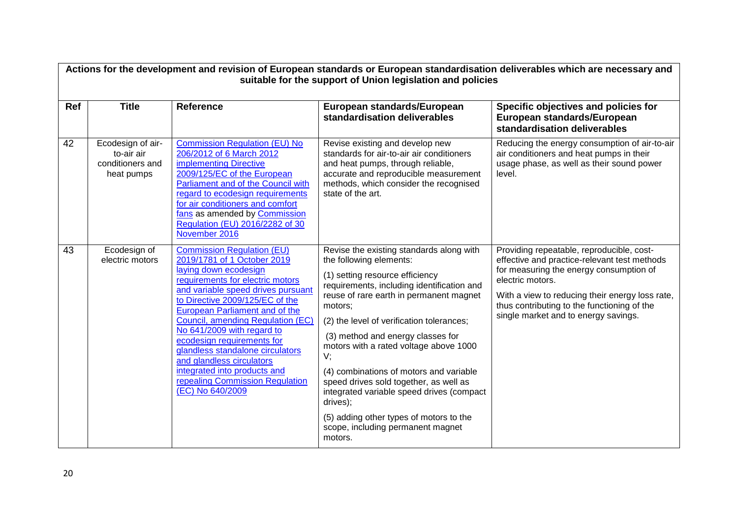| Actions for the development and revision of European standards or European standardisation deliverables which are necessary and suitable for the support of Union legislation and policies | | | | |
|---|---|---|---|---|
| **Ref** | **Title** | **Reference** | **European standards/European standardisation deliverables** | **Specific objectives and policies for European standards/European standardisation deliverables** |
| 42 | Ecodesign of air-to-air air conditioners and heat pumps | Commission Regulation (EU) No 206/2012 of 6 March 2012 implementing Directive 2009/125/EC of the European Parliament and of the Council with regard to ecodesign requirements for air conditioners and comfort fans as amended by Commission Regulation (EU) 2016/2282 of 30 November 2016 | Revise existing and develop new standards for air-to-air air conditioners and heat pumps, through reliable, accurate and reproducible measurement methods, which consider the recognised state of the art. | Reducing the energy consumption of air-to-air air conditioners and heat pumps in their usage phase, as well as their sound power level. |
| 43 | Ecodesign of electric motors | Commission Regulation (EU) 2019/1781 of 1 October 2019 laying down ecodesign requirements for electric motors and variable speed drives pursuant to Directive 2009/125/EC of the European Parliament and of the Council, amending Regulation (EC) No 641/2009 with regard to ecodesign requirements for glandless standalone circulators and glandless circulators integrated into products and repealing Commission Regulation (EC) No 640/2009 | Revise the existing standards along with the following elements:<br><br>(1) setting resource efficiency requirements, including identification and reuse of rare earth in permanent magnet motors;<br><br>(2) the level of verification tolerances;<br><br>(3) method and energy classes for motors with a rated voltage above 1000 V;<br><br>(4) combinations of motors and variable speed drives sold together, as well as integrated variable speed drives (compact drives);<br><br>(5) adding other types of motors to the scope, including permanent magnet motors. | Providing repeatable, reproducible, cost-effective and practice-relevant test methods for measuring the energy consumption of electric motors.<br><br>With a view to reducing their energy loss rate, thus contributing to the functioning of the single market and to energy savings. |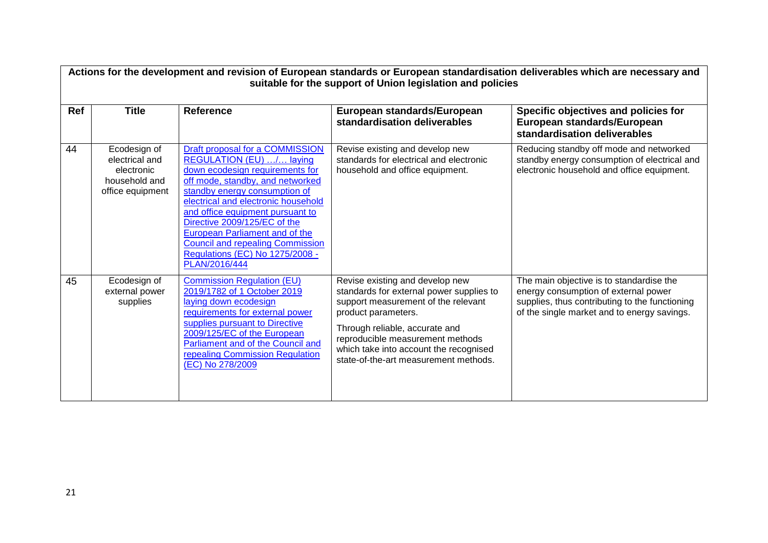| Actions for the development and revision of European standards or European standardisation deliverables which are necessary and suitable for the support of Union legislation and policies | | | | |
|---|---|---|---|---|
| **Ref** | **Title** | **Reference** | **European standards/European standardisation deliverables** | **Specific objectives and policies for European standards/European standardisation deliverables** |
| 44 | Ecodesign of electrical and electronic household and office equipment | Draft proposal for a COMMISSION REGULATION (EU) …/… laying down ecodesign requirements for off mode, standby, and networked standby energy consumption of electrical and electronic household and office equipment pursuant to Directive 2009/125/EC of the European Parliament and of the Council and repealing Commission Regulations (EC) No 1275/2008 - PLAN/2016/444 | Revise existing and develop new standards for electrical and electronic household and office equipment. | Reducing standby off mode and networked standby energy consumption of electrical and electronic household and office equipment. |
| 45 | Ecodesign of external power supplies | Commission Regulation (EU) 2019/1782 of 1 October 2019 laying down ecodesign requirements for external power supplies pursuant to Directive 2009/125/EC of the European Parliament and of the Council and repealing Commission Regulation (EC) No 278/2009 | Revise existing and develop new standards for external power supplies to support measurement of the relevant product parameters.<br><br>Through reliable, accurate and reproducible measurement methods which take into account the recognised state-of-the-art measurement methods. | The main objective is to standardise the energy consumption of external power supplies, thus contributing to the functioning of the single market and to energy savings. |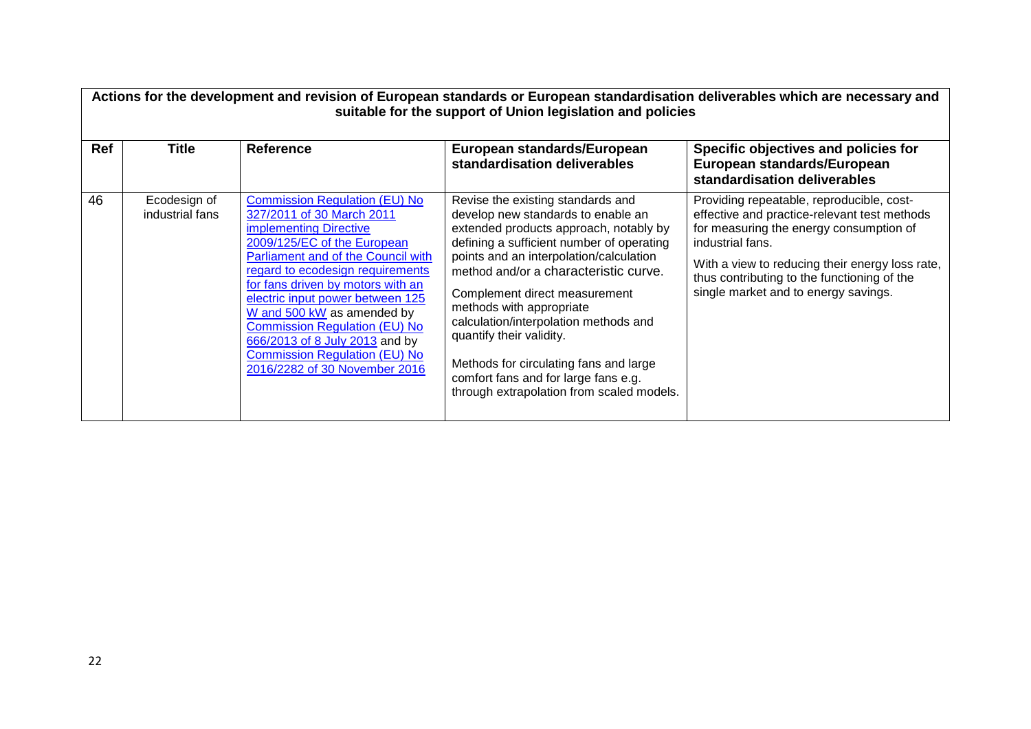| Actions for the development and revision of European standards or European standardisation deliverables which are necessary and suitable for the support of Union legislation and policies | | | | |
|---|---|---|---|---|
| **Ref** | **Title** | **Reference** | **European standards/European standardisation deliverables** | **Specific objectives and policies for European standards/European standardisation deliverables** |
| 46 | Ecodesign of industrial fans | Commission Regulation (EU) No 327/2011 of 30 March 2011 implementing Directive 2009/125/EC of the European Parliament and of the Council with regard to ecodesign requirements for fans driven by motors with an electric input power between 125 W and 500 kW as amended by Commission Regulation (EU) No 666/2013 of 8 July 2013 and by Commission Regulation (EU) No 2016/2282 of 30 November 2016 | Revise the existing standards and develop new standards to enable an extended products approach, notably by defining a sufficient number of operating points and an interpolation/calculation method and/or a characteristic curve.<br><br>Complement direct measurement methods with appropriate calculation/interpolation methods and quantify their validity.<br><br>Methods for circulating fans and large comfort fans and for large fans e.g. through extrapolation from scaled models. | Providing repeatable, reproducible, cost-effective and practice-relevant test methods for measuring the energy consumption of industrial fans.<br><br>With a view to reducing their energy loss rate, thus contributing to the functioning of the single market and to energy savings. |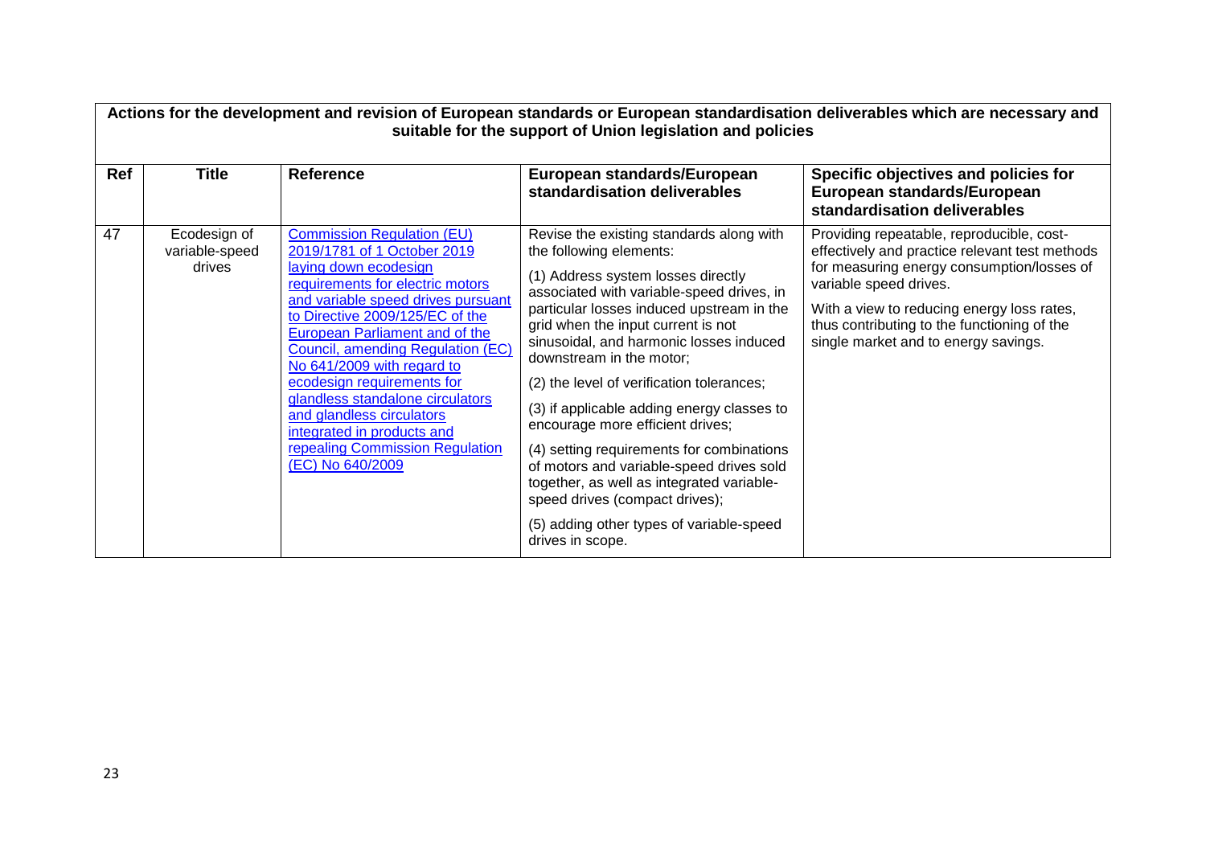| Actions for the development and revision of European standards or European standardisation deliverables which are necessary and suitable for the support of Union legislation and policies | | | | |
|---|---|---|---|---|
| **Ref** | **Title** | **Reference** | **European standards/European standardisation deliverables** | **Specific objectives and policies for European standards/European standardisation deliverables** |
| 47 | Ecodesign of variable-speed drives | Commission Regulation (EU) 2019/1781 of 1 October 2019 laying down ecodesign requirements for electric motors and variable speed drives pursuant to Directive 2009/125/EC of the European Parliament and of the Council, amending Regulation (EC) No 641/2009 with regard to ecodesign requirements for glandless standalone circulators and glandless circulators integrated in products and repealing Commission Regulation (EC) No 640/2009 | Revise the existing standards along with the following elements:<br><br>(1) Address system losses directly associated with variable-speed drives, in particular losses induced upstream in the grid when the input current is not sinusoidal, and harmonic losses induced downstream in the motor;<br><br>(2) the level of verification tolerances;<br><br>(3) if applicable adding energy classes to encourage more efficient drives;<br><br>(4) setting requirements for combinations of motors and variable-speed drives sold together, as well as integrated variable-speed drives (compact drives);<br><br>(5) adding other types of variable-speed drives in scope. | Providing repeatable, reproducible, cost-effectively and practice relevant test methods for measuring energy consumption/losses of variable speed drives.<br><br>With a view to reducing energy loss rates, thus contributing to the functioning of the single market and to energy savings. |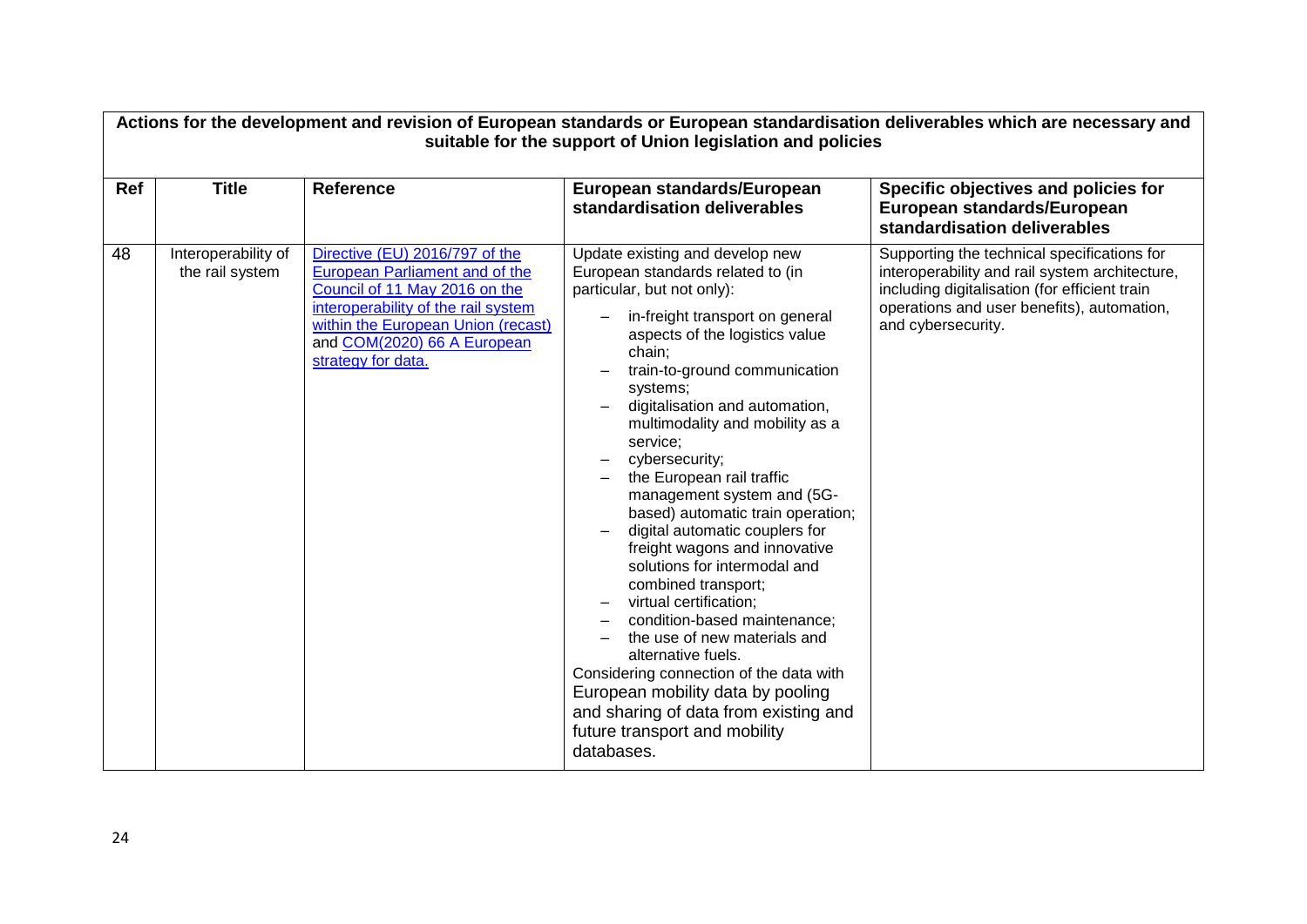| Actions for the development and revision of European standards or European standardisation deliverables which are necessary and suitable for the support of Union legislation and policies | | | | |
|---|---|---|---|---|
| **Ref** | **Title** | **Reference** | **European standards/European standardisation deliverables** | **Specific objectives and policies for European standards/European standardisation deliverables** |
| 48 | Interoperability of the rail system | Directive (EU) 2016/797 of the European Parliament and of the Council of 11 May 2016 on the interoperability of the rail system within the European Union (recast) and COM(2020) 66 A European strategy for data. | Update existing and develop new European standards related to (in particular, but not only): <br> – in-freight transport on general aspects of the logistics value chain; <br> – train-to-ground communication systems; <br> – digitalisation and automation, multimodality and mobility as a service; <br> – cybersecurity; <br> – the European rail traffic management system and (5G-based) automatic train operation; <br> – digital automatic couplers for freight wagons and innovative solutions for intermodal and combined transport; <br> – virtual certification; <br> – condition-based maintenance; <br> – the use of new materials and alternative fuels. <br> Considering connection of the data with European mobility data by pooling and sharing of data from existing and future transport and mobility databases. | Supporting the technical specifications for interoperability and rail system architecture, including digitalisation (for efficient train operations and user benefits), automation, and cybersecurity. |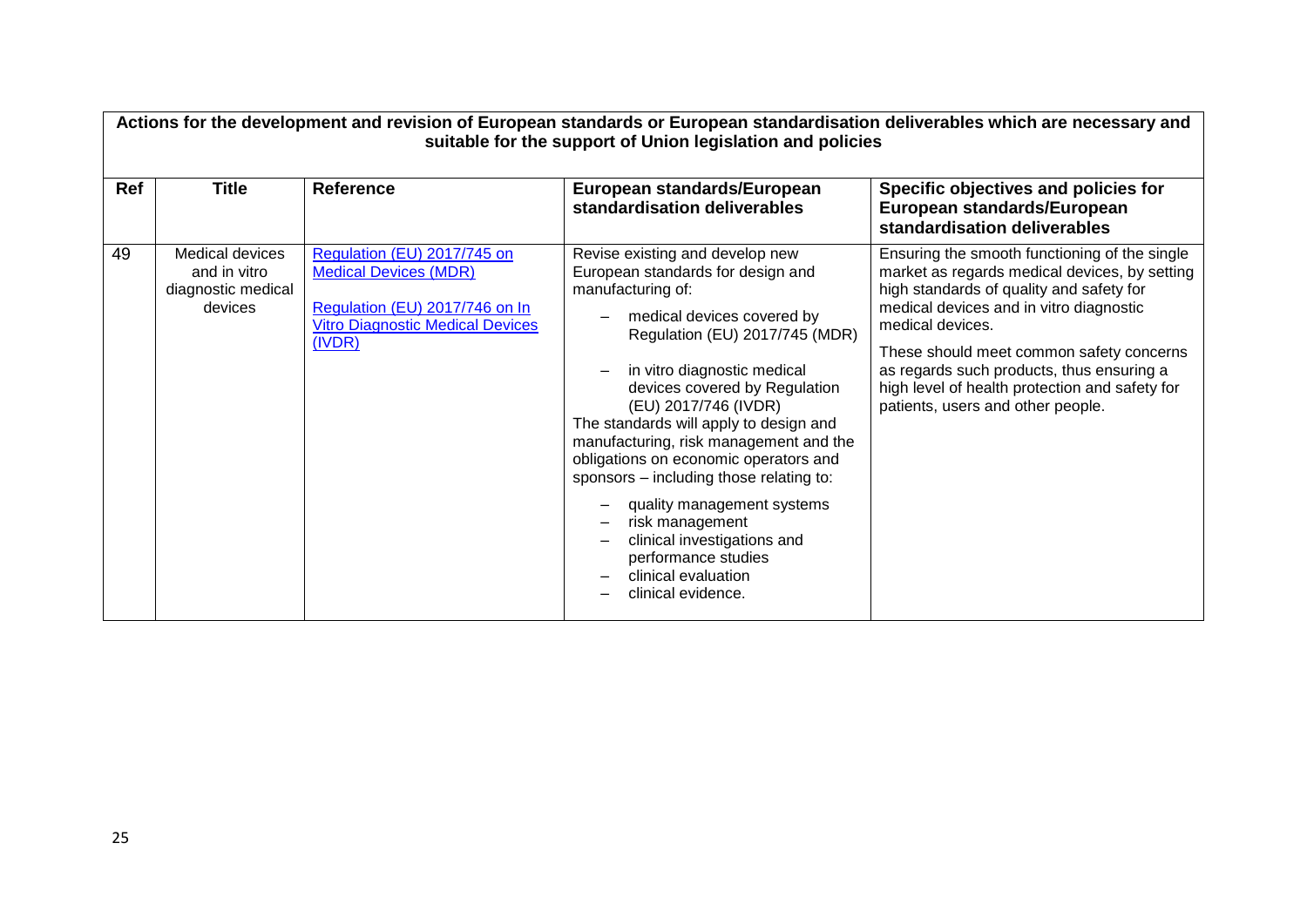| Actions for the development and revision of European standards or European standardisation deliverables which are necessary and suitable for the support of Union legislation and policies | | | | |
|---|---|---|---|---|
| **Ref** | **Title** | **Reference** | **European standards/European standardisation deliverables** | **Specific objectives and policies for European standards/European standardisation deliverables** |
| 49 | Medical devices and in vitro diagnostic medical devices | [Regulation (EU) 2017/745 on Medical Devices (MDR)]<br><br>[Regulation (EU) 2017/746 on In Vitro Diagnostic Medical Devices (IVDR)] | Revise existing and develop new European standards for design and manufacturing of:<br>– medical devices covered by Regulation (EU) 2017/745 (MDR)<br>– in vitro diagnostic medical devices covered by Regulation (EU) 2017/746 (IVDR)<br>The standards will apply to design and manufacturing, risk management and the obligations on economic operators and sponsors – including those relating to:<br>– quality management systems<br>– risk management<br>– clinical investigations and performance studies<br>– clinical evaluation<br>– clinical evidence. | Ensuring the smooth functioning of the single market as regards medical devices, by setting high standards of quality and safety for medical devices and in vitro diagnostic medical devices.<br><br>These should meet common safety concerns as regards such products, thus ensuring a high level of health protection and safety for patients, users and other people. |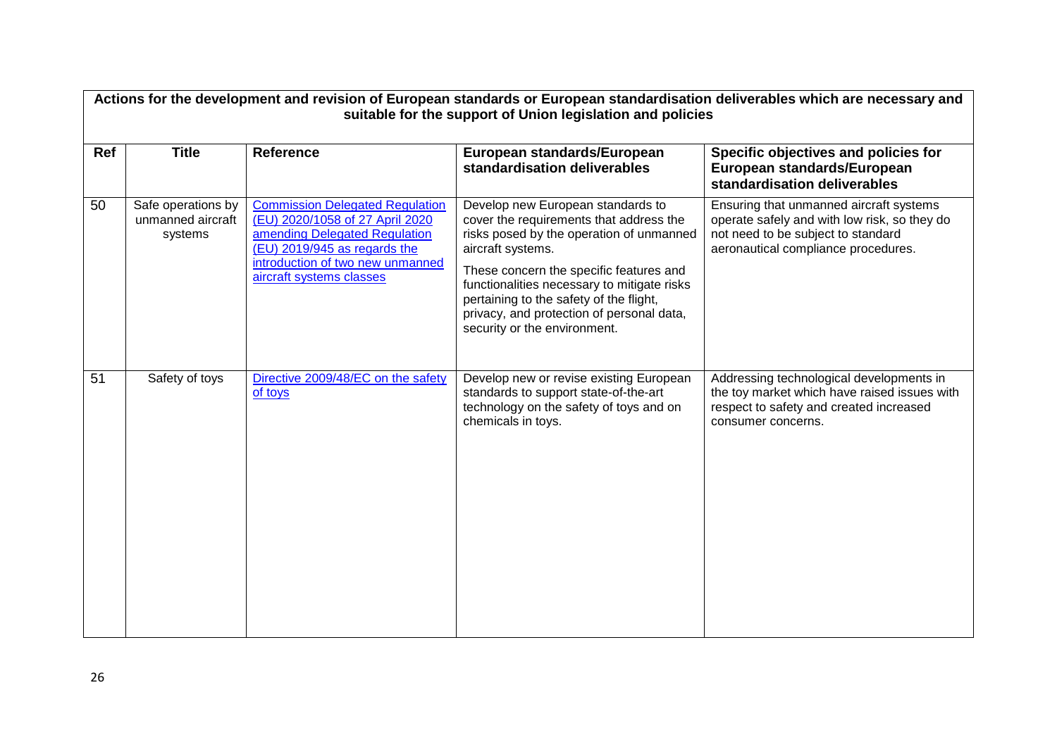| Actions for the development and revision of European standards or European standardisation deliverables which are necessary and suitable for the support of Union legislation and policies | | | | |
|---|---|---|---|---|
| **Ref** | **Title** | **Reference** | **European standards/European standardisation deliverables** | **Specific objectives and policies for European standards/European standardisation deliverables** |
| 50 | Safe operations by unmanned aircraft systems | [Commission Delegated Regulation (EU) 2020/1058 of 27 April 2020 amending Delegated Regulation (EU) 2019/945 as regards the introduction of two new unmanned aircraft systems classes]() | Develop new European standards to cover the requirements that address the risks posed by the operation of unmanned aircraft systems.<br><br>These concern the specific features and functionalities necessary to mitigate risks pertaining to the safety of the flight, privacy, and protection of personal data, security or the environment. | Ensuring that unmanned aircraft systems operate safely and with low risk, so they do not need to be subject to standard aeronautical compliance procedures. |
| 51 | Safety of toys | [Directive 2009/48/EC on the safety of toys]() | Develop new or revise existing European standards to support state-of-the-art technology on the safety of toys and on chemicals in toys. | Addressing technological developments in the toy market which have raised issues with respect to safety and created increased consumer concerns. |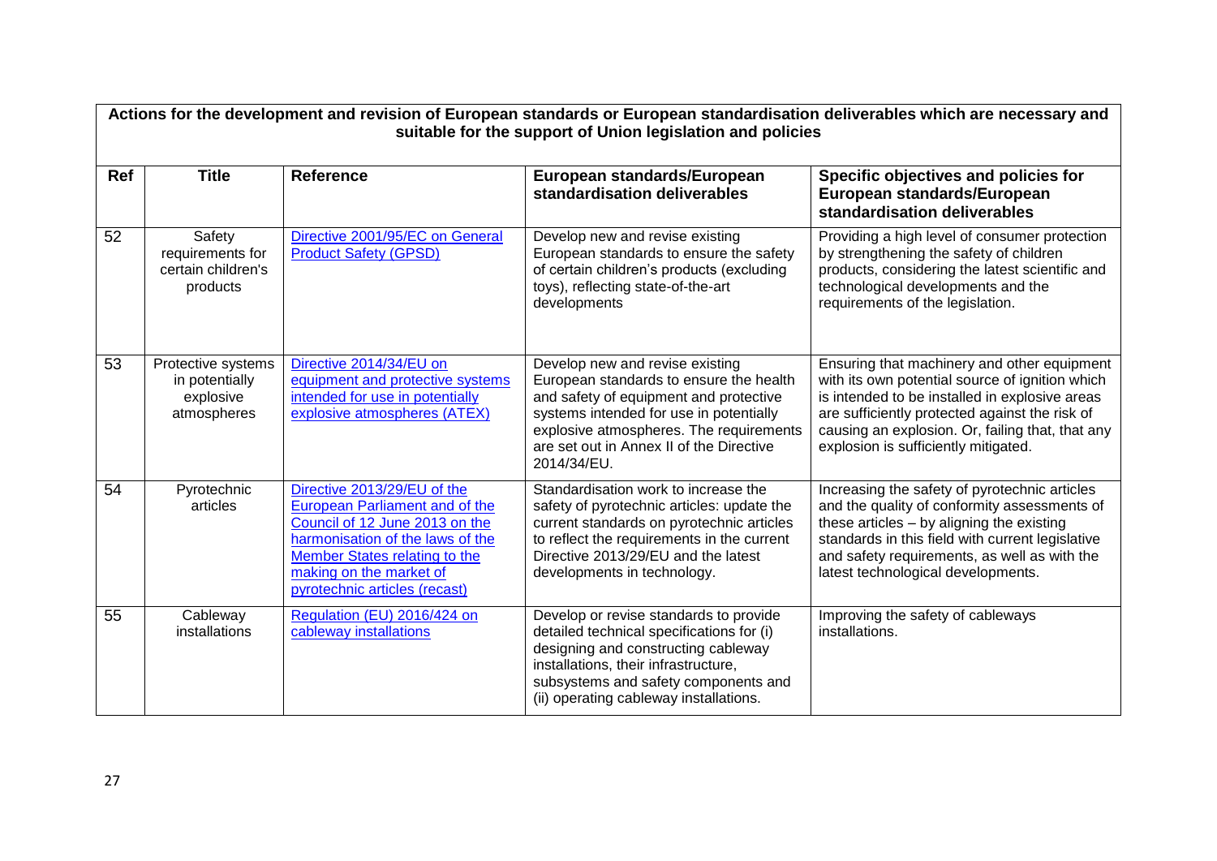| **Actions for the development and revision of European standards or European standardisation deliverables which are necessary and suitable for the support of Union legislation and policies** | | | | |
|---|---|---|---|---|
| **Ref** | **Title** | **Reference** | **European standards/European standardisation deliverables** | **Specific objectives and policies for European standards/European standardisation deliverables** |
| 52 | Safety requirements for certain children's products | [Directive 2001/95/EC on General Product Safety (GPSD)] | Develop new and revise existing European standards to ensure the safety of certain children's products (excluding toys), reflecting state-of-the-art developments | Providing a high level of consumer protection by strengthening the safety of children products, considering the latest scientific and technological developments and the requirements of the legislation. |
| 53 | Protective systems in potentially explosive atmospheres | [Directive 2014/34/EU on equipment and protective systems intended for use in potentially explosive atmospheres (ATEX)] | Develop new and revise existing European standards to ensure the health and safety of equipment and protective systems intended for use in potentially explosive atmospheres. The requirements are set out in Annex II of the Directive 2014/34/EU. | Ensuring that machinery and other equipment with its own potential source of ignition which is intended to be installed in explosive areas are sufficiently protected against the risk of causing an explosion. Or, failing that, that any explosion is sufficiently mitigated. |
| 54 | Pyrotechnic articles | [Directive 2013/29/EU of the European Parliament and of the Council of 12 June 2013 on the harmonisation of the laws of the Member States relating to the making on the market of pyrotechnic articles (recast)] | Standardisation work to increase the safety of pyrotechnic articles: update the current standards on pyrotechnic articles to reflect the requirements in the current Directive 2013/29/EU and the latest developments in technology. | Increasing the safety of pyrotechnic articles and the quality of conformity assessments of these articles – by aligning the existing standards in this field with current legislative and safety requirements, as well as with the latest technological developments. |
| 55 | Cableway installations | [Regulation (EU) 2016/424 on cableway installations] | Develop or revise standards to provide detailed technical specifications for (i) designing and constructing cableway installations, their infrastructure, subsystems and safety components and (ii) operating cableway installations. | Improving the safety of cableways installations. |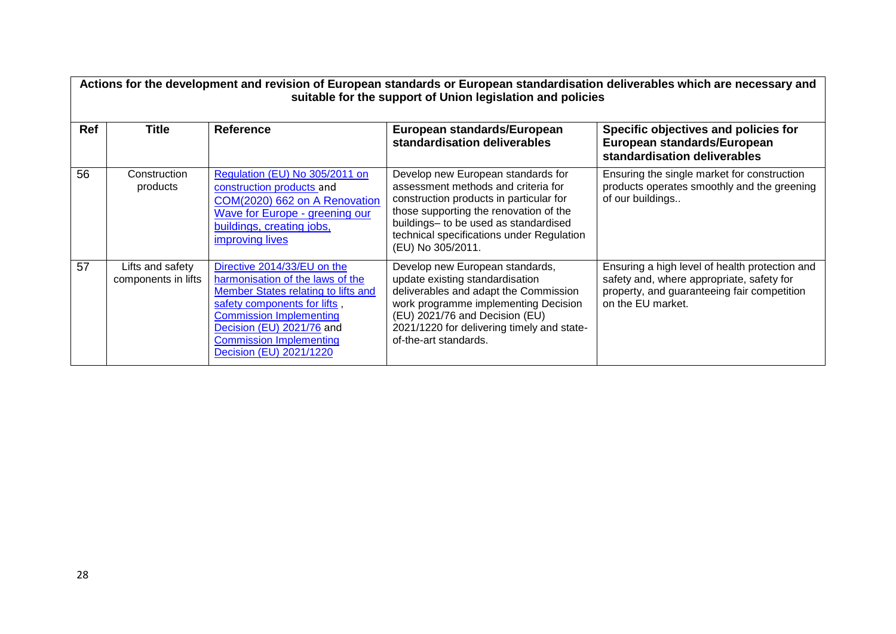**Actions for the development and revision of European standards or European standardisation deliverables which are necessary and suitable for the support of Union legislation and policies**

| Ref | Title | Reference | European standards/European standardisation deliverables | Specific objectives and policies for European standards/European standardisation deliverables |
|---|---|---|---|---|
| 56 | Construction products | Regulation (EU) No 305/2011 on construction products and COM(2020) 662 on A Renovation Wave for Europe - greening our buildings, creating jobs, improving lives | Develop new European standards for assessment methods and criteria for construction products in particular for those supporting the renovation of the buildings– to be used as standardised technical specifications under Regulation (EU) No 305/2011. | Ensuring the single market for construction products operates smoothly and the greening of our buildings.. |
| 57 | Lifts and safety components in lifts | Directive 2014/33/EU on the harmonisation of the laws of the Member States relating to lifts and safety components for lifts , Commission Implementing Decision (EU) 2021/76 and Commission Implementing Decision (EU) 2021/1220 | Develop new European standards, update existing standardisation deliverables and adapt the Commission work programme implementing Decision (EU) 2021/76 and Decision (EU) 2021/1220 for delivering timely and state-of-the-art standards. | Ensuring a high level of health protection and safety and, where appropriate, safety for property, and guaranteeing fair competition on the EU market. |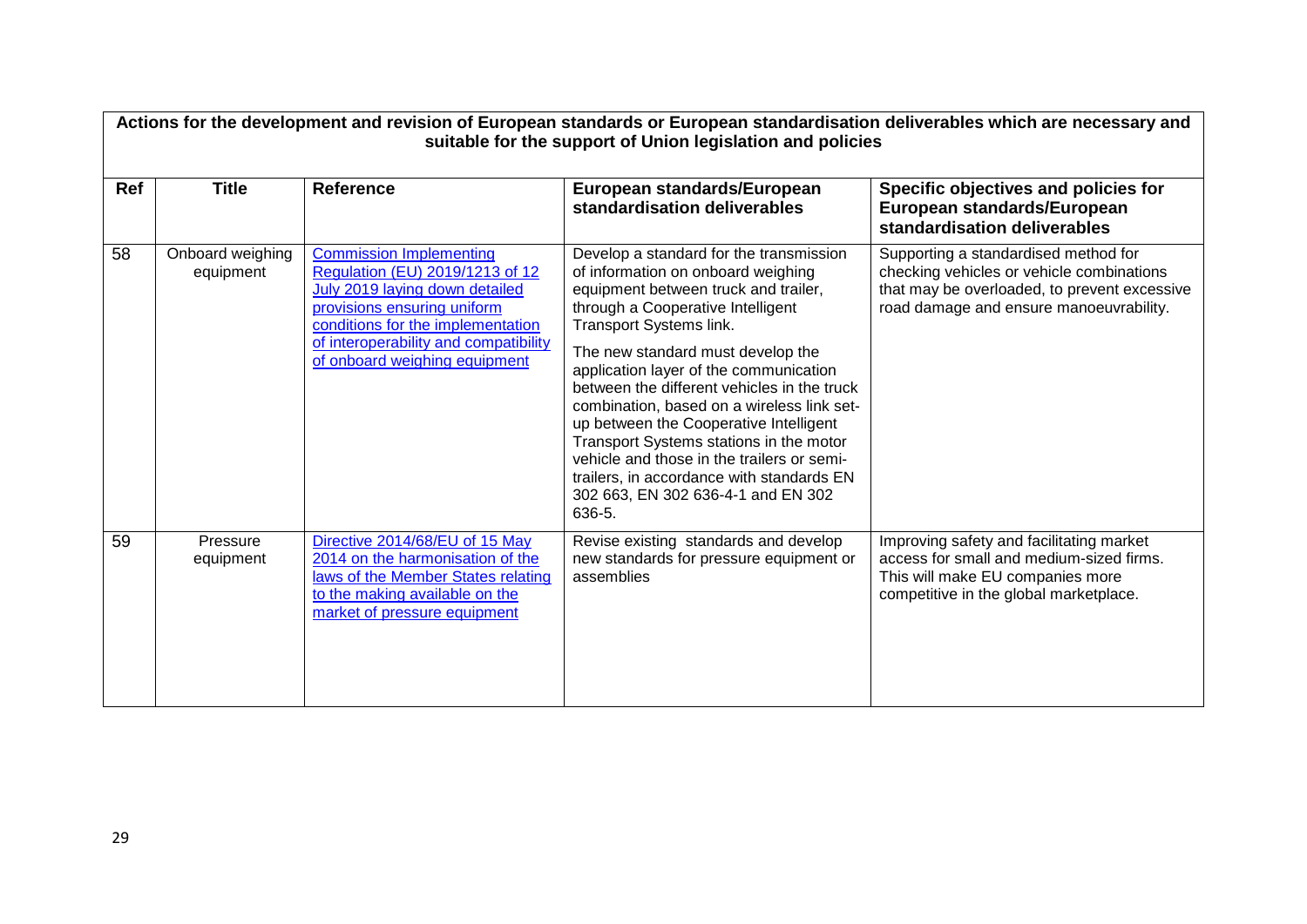| Actions for the development and revision of European standards or European standardisation deliverables which are necessary and suitable for the support of Union legislation and policies | | | | |
|---|---|---|---|---|
| **Ref** | **Title** | **Reference** | **European standards/European standardisation deliverables** | **Specific objectives and policies for European standards/European standardisation deliverables** |
| 58 | Onboard weighing equipment | Commission Implementing Regulation (EU) 2019/1213 of 12 July 2019 laying down detailed provisions ensuring uniform conditions for the implementation of interoperability and compatibility of onboard weighing equipment | Develop a standard for the transmission of information on onboard weighing equipment between truck and trailer, through a Cooperative Intelligent Transport Systems link.<br><br>The new standard must develop the application layer of the communication between the different vehicles in the truck combination, based on a wireless link set-up between the Cooperative Intelligent Transport Systems stations in the motor vehicle and those in the trailers or semi-trailers, in accordance with standards EN 302 663, EN 302 636-4-1 and EN 302 636-5. | Supporting a standardised method for checking vehicles or vehicle combinations that may be overloaded, to prevent excessive road damage and ensure manoeuvrability. |
| 59 | Pressure equipment | Directive 2014/68/EU of 15 May 2014 on the harmonisation of the laws of the Member States relating to the making available on the market of pressure equipment | Revise existing standards and develop new standards for pressure equipment or assemblies | Improving safety and facilitating market access for small and medium-sized firms. This will make EU companies more competitive in the global marketplace. |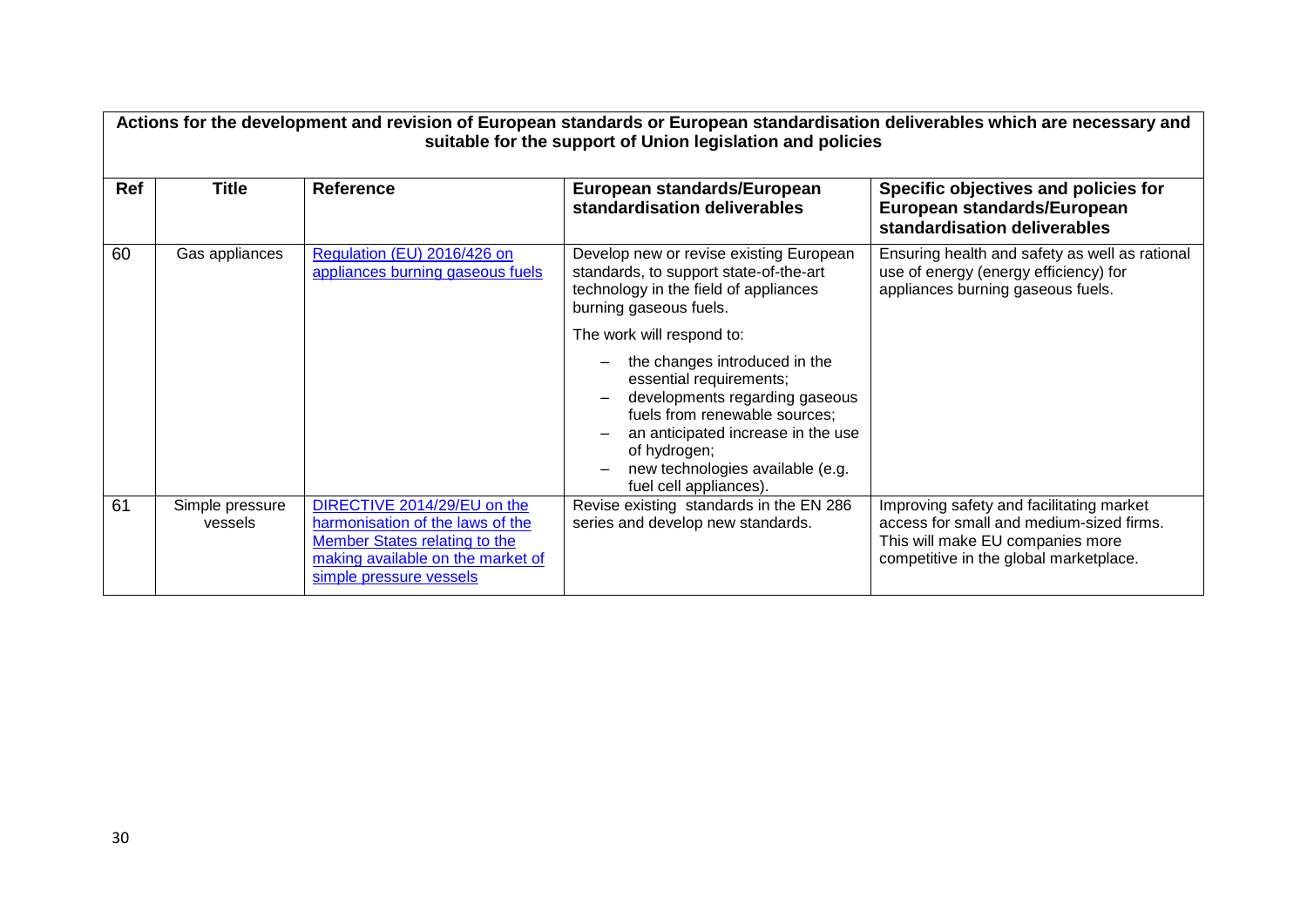| Actions for the development and revision of European standards or European standardisation deliverables which are necessary and suitable for the support of Union legislation and policies | | | | |
|---|---|---|---|---|
| **Ref** | **Title** | **Reference** | **European standards/European standardisation deliverables** | **Specific objectives and policies for European standards/European standardisation deliverables** |
| 60 | Gas appliances | Regulation (EU) 2016/426 on appliances burning gaseous fuels | Develop new or revise existing European standards, to support state-of-the-art technology in the field of appliances burning gaseous fuels.<br><br>The work will respond to:<br>– the changes introduced in the essential requirements;<br>– developments regarding gaseous fuels from renewable sources;<br>– an anticipated increase in the use of hydrogen;<br>– new technologies available (e.g. fuel cell appliances). | Ensuring health and safety as well as rational use of energy (energy efficiency) for appliances burning gaseous fuels. |
| 61 | Simple pressure vessels | DIRECTIVE 2014/29/EU on the harmonisation of the laws of the Member States relating to the making available on the market of simple pressure vessels | Revise existing standards in the EN 286 series and develop new standards. | Improving safety and facilitating market access for small and medium-sized firms. This will make EU companies more competitive in the global marketplace. |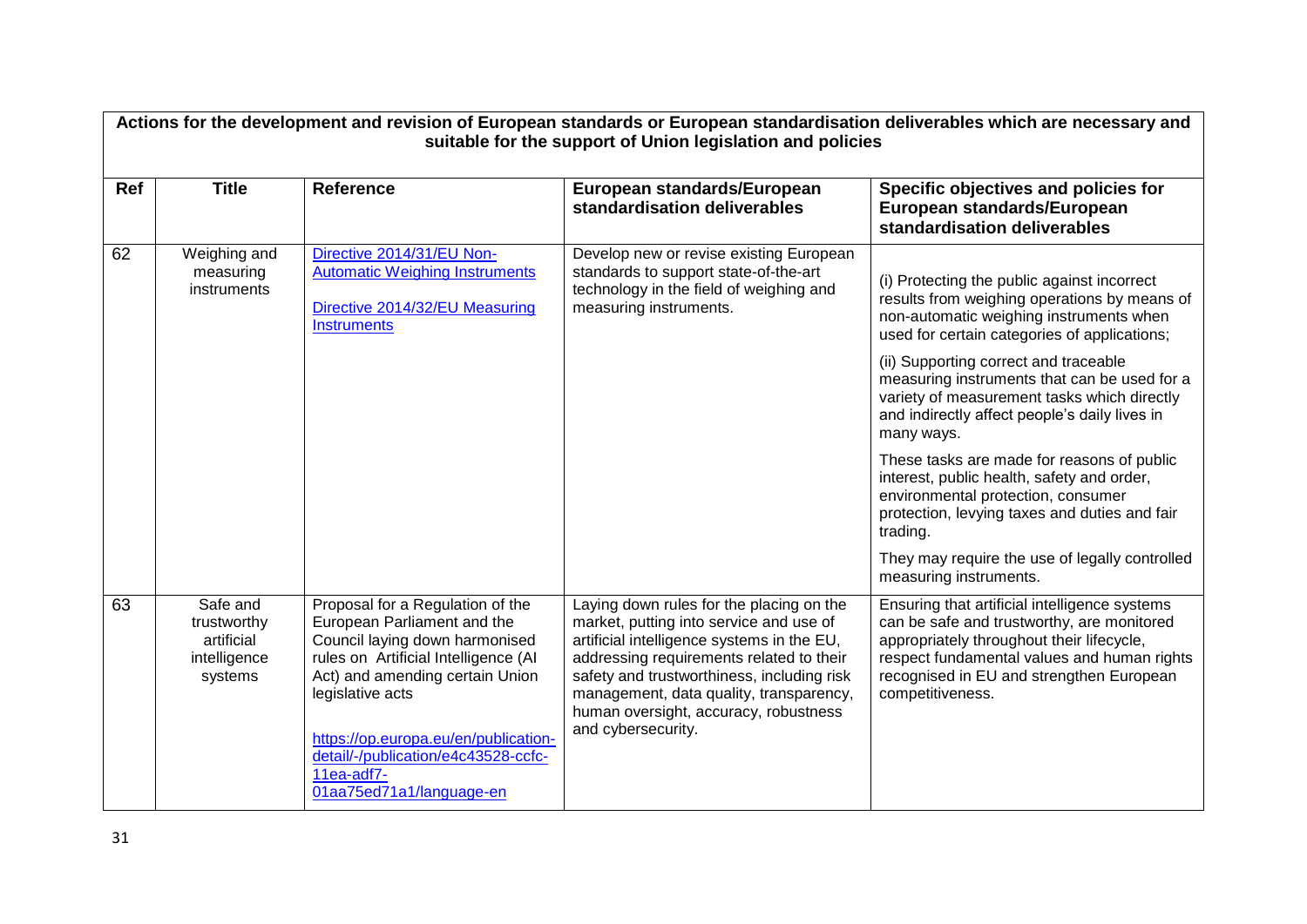| Actions for the development and revision of European standards or European standardisation deliverables which are necessary and suitable for the support of Union legislation and policies | | | | |
|---|---|---|---|---|
| **Ref** | **Title** | **Reference** | **European standards/European standardisation deliverables** | **Specific objectives and policies for European standards/European standardisation deliverables** |
| 62 | Weighing and measuring instruments | Directive 2014/31/EU Non-Automatic Weighing Instruments<br><br>Directive 2014/32/EU Measuring Instruments | Develop new or revise existing European standards to support state-of-the-art technology in the field of weighing and measuring instruments. | (i) Protecting the public against incorrect results from weighing operations by means of non-automatic weighing instruments when used for certain categories of applications;<br><br>(ii) Supporting correct and traceable measuring instruments that can be used for a variety of measurement tasks which directly and indirectly affect people's daily lives in many ways.<br><br>These tasks are made for reasons of public interest, public health, safety and order, environmental protection, consumer protection, levying taxes and duties and fair trading.<br><br>They may require the use of legally controlled measuring instruments. |
| 63 | Safe and trustworthy artificial intelligence systems | Proposal for a Regulation of the European Parliament and the Council laying down harmonised rules on Artificial Intelligence (AI Act) and amending certain Union legislative acts<br><br>https://op.europa.eu/en/publication-detail/-/publication/e4c43528-ccfc-11ea-adf7-01aa75ed71a1/language-en | Laying down rules for the placing on the market, putting into service and use of artificial intelligence systems in the EU, addressing requirements related to their safety and trustworthiness, including risk management, data quality, transparency, human oversight, accuracy, robustness and cybersecurity. | Ensuring that artificial intelligence systems can be safe and trustworthy, are monitored appropriately throughout their lifecycle, respect fundamental values and human rights recognised in EU and strengthen European competitiveness. |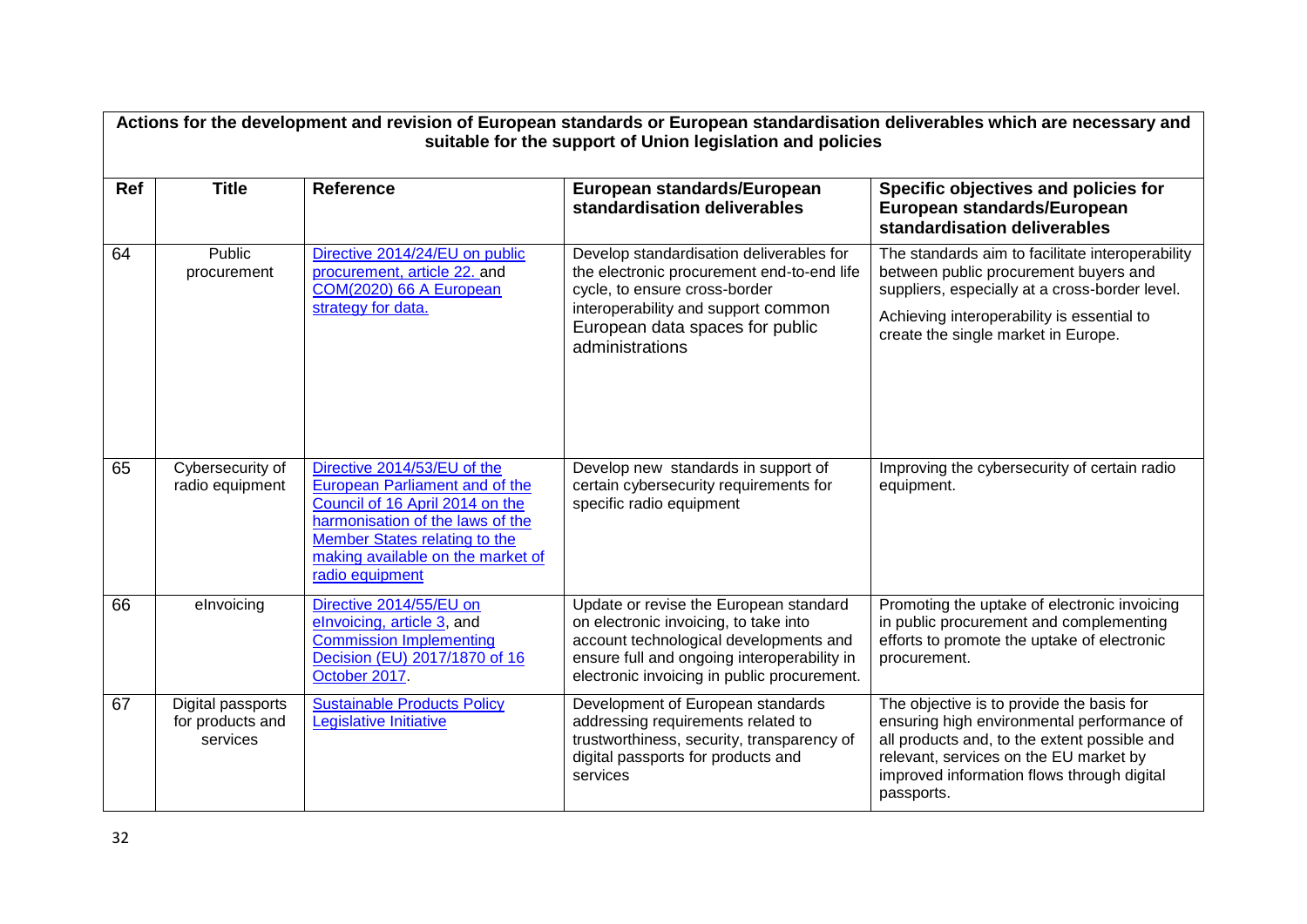| Actions for the development and revision of European standards or European standardisation deliverables which are necessary and suitable for the support of Union legislation and policies | | | | |
|---|---|---|---|---|
| **Ref** | **Title** | **Reference** | **European standards/European standardisation deliverables** | **Specific objectives and policies for European standards/European standardisation deliverables** |
| 64 | Public procurement | Directive 2014/24/EU on public procurement, article 22. and COM(2020) 66 A European strategy for data. | Develop standardisation deliverables for the electronic procurement end-to-end life cycle, to ensure cross-border interoperability and support common European data spaces for public administrations | The standards aim to facilitate interoperability between public procurement buyers and suppliers, especially at a cross-border level. Achieving interoperability is essential to create the single market in Europe. |
| 65 | Cybersecurity of radio equipment | Directive 2014/53/EU of the European Parliament and of the Council of 16 April 2014 on the harmonisation of the laws of the Member States relating to the making available on the market of radio equipment | Develop new standards in support of certain cybersecurity requirements for specific radio equipment | Improving the cybersecurity of certain radio equipment. |
| 66 | eInvoicing | Directive 2014/55/EU on eInvoicing, article 3, and Commission Implementing Decision (EU) 2017/1870 of 16 October 2017. | Update or revise the European standard on electronic invoicing, to take into account technological developments and ensure full and ongoing interoperability in electronic invoicing in public procurement. | Promoting the uptake of electronic invoicing in public procurement and complementing efforts to promote the uptake of electronic procurement. |
| 67 | Digital passports for products and services | Sustainable Products Policy Legislative Initiative | Development of European standards addressing requirements related to trustworthiness, security, transparency of digital passports for products and services | The objective is to provide the basis for ensuring high environmental performance of all products and, to the extent possible and relevant, services on the EU market by improved information flows through digital passports. |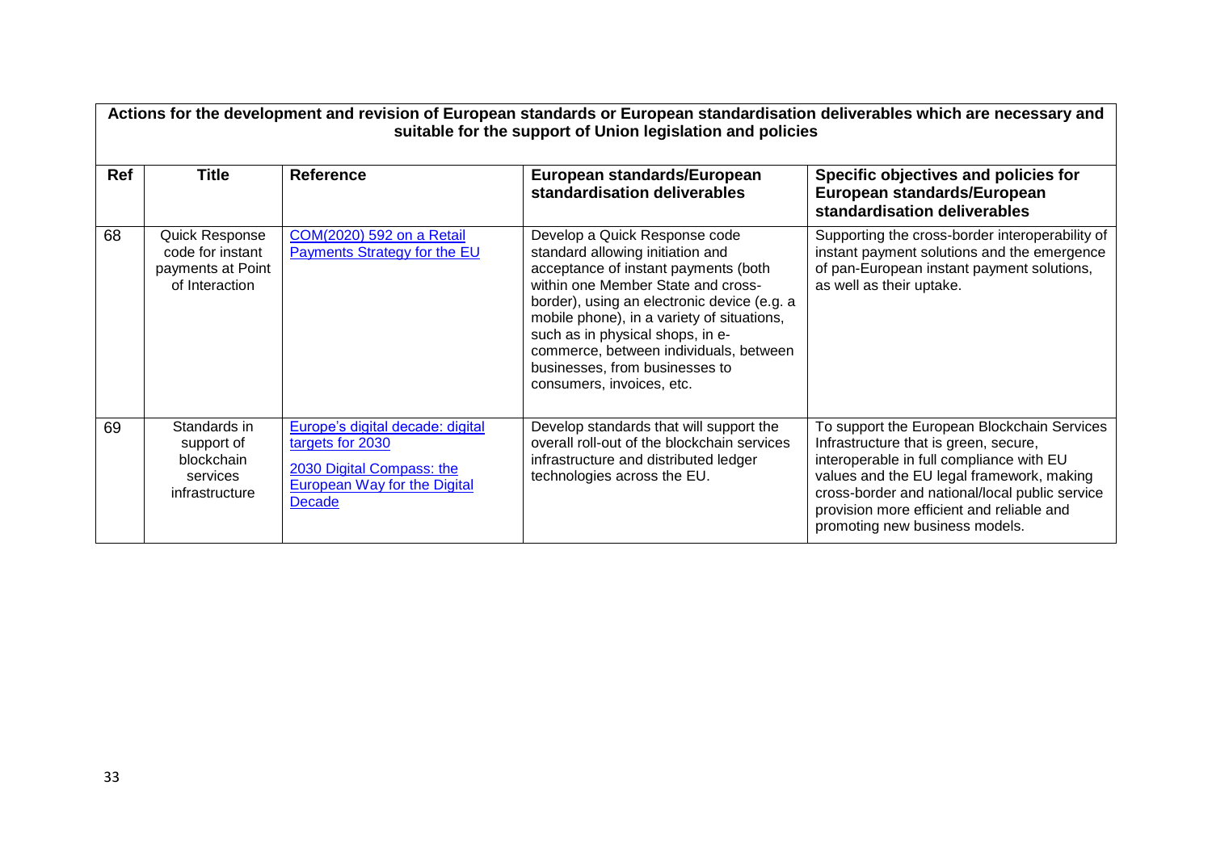| Actions for the development and revision of European standards or European standardisation deliverables which are necessary and suitable for the support of Union legislation and policies | | | | |
|---|---|---|---|---|
| **Ref** | **Title** | **Reference** | **European standards/European standardisation deliverables** | **Specific objectives and policies for European standards/European standardisation deliverables** |
| 68 | Quick Response code for instant payments at Point of Interaction | COM(2020) 592 on a Retail Payments Strategy for the EU | Develop a Quick Response code standard allowing initiation and acceptance of instant payments (both within one Member State and cross-border), using an electronic device (e.g. a mobile phone), in a variety of situations, such as in physical shops, in e-commerce, between individuals, between businesses, from businesses to consumers, invoices, etc. | Supporting the cross-border interoperability of instant payment solutions and the emergence of pan-European instant payment solutions, as well as their uptake. |
| 69 | Standards in support of blockchain services infrastructure | Europe's digital decade: digital targets for 2030<br>2030 Digital Compass: the European Way for the Digital Decade | Develop standards that will support the overall roll-out of the blockchain services infrastructure and distributed ledger technologies across the EU. | To support the European Blockchain Services Infrastructure that is green, secure, interoperable in full compliance with EU values and the EU legal framework, making cross-border and national/local public service provision more efficient and reliable and promoting new business models. |